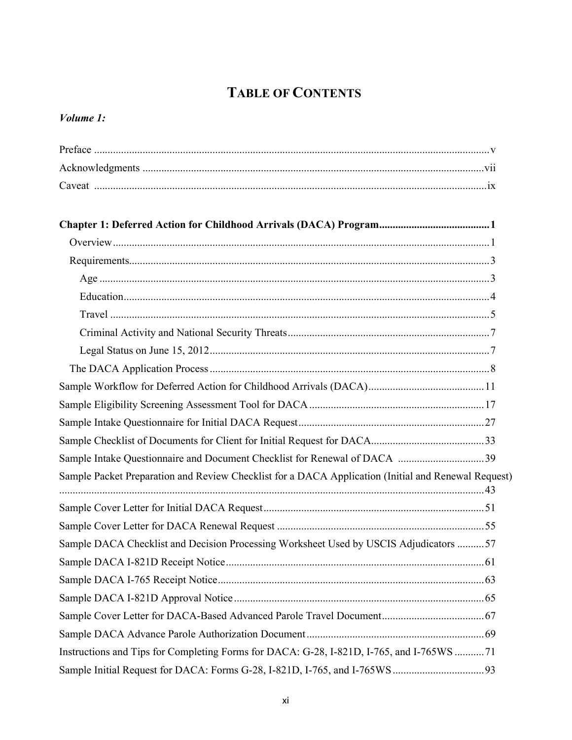# Table of Contents

*Volume 1:*

Preface ..... v

Acknowledgments ..... vii

Caveat ..... ix

**Chapter 1: Deferred Action for Childhood Arrivals (DACA) Program ..... 1**

- Overview ..... 1
- Requirements ..... 3
  - Age ..... 3
  - Education ..... 4
  - Travel ..... 5
  - Criminal Activity and National Security Threats ..... 7
  - Legal Status on June 15, 2012 ..... 7
- The DACA Application Process ..... 8

Sample Workflow for Deferred Action for Childhood Arrivals (DACA) ..... 11

Sample Eligibility Screening Assessment Tool for DACA ..... 17

Sample Intake Questionnaire for Initial DACA Request ..... 27

Sample Checklist of Documents for Client for Initial Request for DACA ..... 33

Sample Intake Questionnaire and Document Checklist for Renewal of DACA ..... 39

Sample Packet Preparation and Review Checklist for a DACA Application (Initial and Renewal Request) ..... 43

Sample Cover Letter for Initial DACA Request ..... 51

Sample Cover Letter for DACA Renewal Request ..... 55

Sample DACA Checklist and Decision Processing Worksheet Used by USCIS Adjudicators ..... 57

Sample DACA I-821D Receipt Notice ..... 61

Sample DACA I-765 Receipt Notice ..... 63

Sample DACA I-821D Approval Notice ..... 65

Sample Cover Letter for DACA-Based Advanced Parole Travel Document ..... 67

Sample DACA Advance Parole Authorization Document ..... 69

Instructions and Tips for Completing Forms for DACA: G-28, I-821D, I-765, and I-765WS ..... 71

Sample Initial Request for DACA: Forms G-28, I-821D, I-765, and I-765WS ..... 93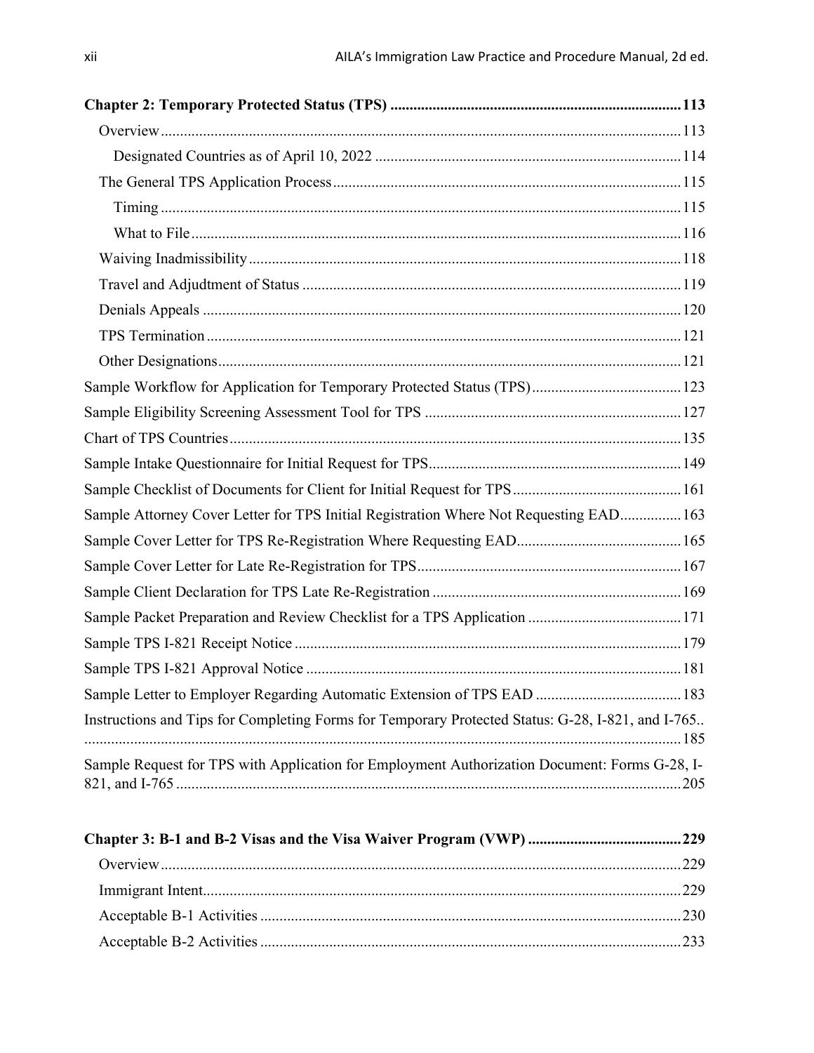**Chapter 2: Temporary Protected Status (TPS)** ............................................................................ **113**

- Overview ............................................................................................................................. 113
  - Designated Countries as of April 10, 2022 ............................................................................ 114
- The General TPS Application Process ....................................................................................... 115
  - Timing .................................................................................................................................. 115
  - What to File .......................................................................................................................... 116
- Waiving Inadmissibility ............................................................................................................. 118
- Travel and Adjudtment of Status ............................................................................................... 119
- Denials Appeals ......................................................................................................................... 120
- TPS Termination ........................................................................................................................ 121
- Other Designations .................................................................................................................... 121

Sample Workflow for Application for Temporary Protected Status (TPS) ........................................ 123

Sample Eligibility Screening Assessment Tool for TPS ................................................................... 127

Chart of TPS Countries .................................................................................................................. 135

Sample Intake Questionnaire for Initial Request for TPS ................................................................. 149

Sample Checklist of Documents for Client for Initial Request for TPS ............................................ 161

Sample Attorney Cover Letter for TPS Initial Registration Where Not Requesting EAD ................. 163

Sample Cover Letter for TPS Re-Registration Where Requesting EAD ........................................... 165

Sample Cover Letter for Late Re-Registration for TPS ..................................................................... 167

Sample Client Declaration for TPS Late Re-Registration ................................................................. 169

Sample Packet Preparation and Review Checklist for a TPS Application ........................................ 171

Sample TPS I-821 Receipt Notice ..................................................................................................... 179

Sample TPS I-821 Approval Notice .................................................................................................. 181

Sample Letter to Employer Regarding Automatic Extension of TPS EAD ....................................... 183

Instructions and Tips for Completing Forms for Temporary Protected Status: G-28, I-821, and I-765.. ................................................................................................................................................ 185

Sample Request for TPS with Application for Employment Authorization Document: Forms G-28, I-821, and I-765 ................................................................................................................................... 205

**Chapter 3: B-1 and B-2 Visas and the Visa Waiver Program (VWP)** ........................................ **229**

- Overview ............................................................................................................................. 229
- Immigrant Intent ................................................................................................................... 229
- Acceptable B-1 Activities ..................................................................................................... 230
- Acceptable B-2 Activities ..................................................................................................... 233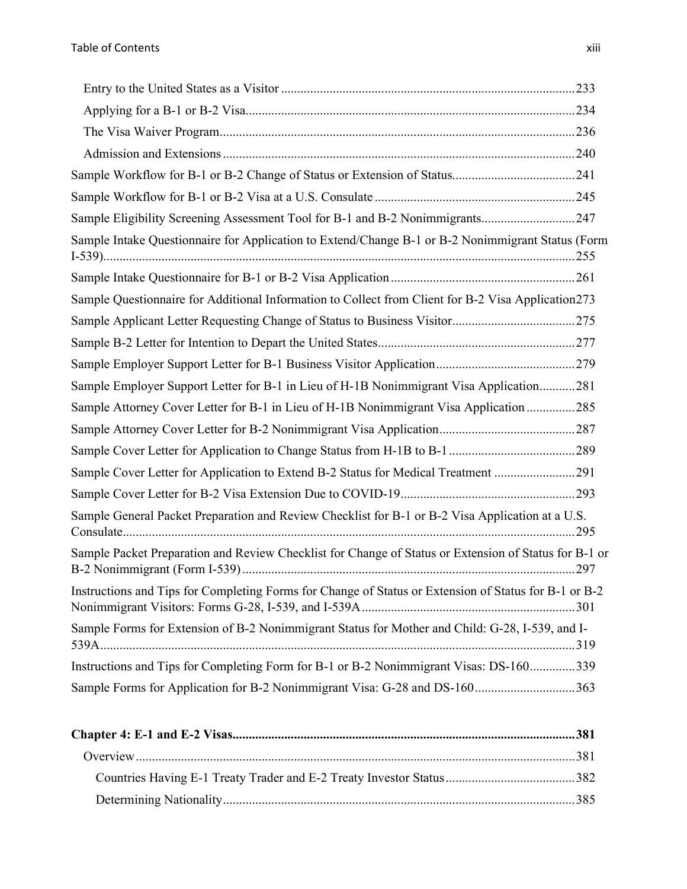Entry to the United States as a Visitor ........................................................................................233

Applying for a B-1 or B-2 Visa....................................................................................................234

The Visa Waiver Program............................................................................................................236

Admission and Extensions ...........................................................................................................240

Sample Workflow for B-1 or B-2 Change of Status or Extension of Status......................................241

Sample Workflow for B-1 or B-2 Visa at a U.S. Consulate .............................................................245

Sample Eligibility Screening Assessment Tool for B-1 and B-2 Nonimmigrants.............................247

Sample Intake Questionnaire for Application to Extend/Change B-1 or B-2 Nonimmigrant Status (Form I-539)...............................................................................................................................................255

Sample Intake Questionnaire for B-1 or B-2 Visa Application ........................................................261

Sample Questionnaire for Additional Information to Collect from Client for B-2 Visa Application273

Sample Applicant Letter Requesting Change of Status to Business Visitor......................................275

Sample B-2 Letter for Intention to Depart the United States............................................................277

Sample Employer Support Letter for B-1 Business Visitor Application...........................................279

Sample Employer Support Letter for B-1 in Lieu of H-1B Nonimmigrant Visa Application...........281

Sample Attorney Cover Letter for B-1 in Lieu of H-1B Nonimmigrant Visa Application ...............285

Sample Attorney Cover Letter for B-2 Nonimmigrant Visa Application..........................................287

Sample Cover Letter for Application to Change Status from H-1B to B-1 .......................................289

Sample Cover Letter for Application to Extend B-2 Status for Medical Treatment .........................291

Sample Cover Letter for B-2 Visa Extension Due to COVID-19.....................................................293

Sample General Packet Preparation and Review Checklist for B-1 or B-2 Visa Application at a U.S. Consulate.........................................................................................................................................295

Sample Packet Preparation and Review Checklist for Change of Status or Extension of Status for B-1 or B-2 Nonimmigrant (Form I-539) .......................................................................................................297

Instructions and Tips for Completing Forms for Change of Status or Extension of Status for B-1 or B-2 Nonimmigrant Visitors: Forms G-28, I-539, and I-539A .................................................................301

Sample Forms for Extension of B-2 Nonimmigrant Status for Mother and Child: G-28, I-539, and I-539A................................................................................................................................................319

Instructions and Tips for Completing Form for B-1 or B-2 Nonimmigrant Visas: DS-160..............339

Sample Forms for Application for B-2 Nonimmigrant Visa: G-28 and DS-160...............................363

**Chapter 4: E-1 and E-2 Visas.........................................................................................................381**

Overview.......................................................................................................................................381

Countries Having E-1 Treaty Trader and E-2 Treaty Investor Status........................................382

Determining Nationality............................................................................................................385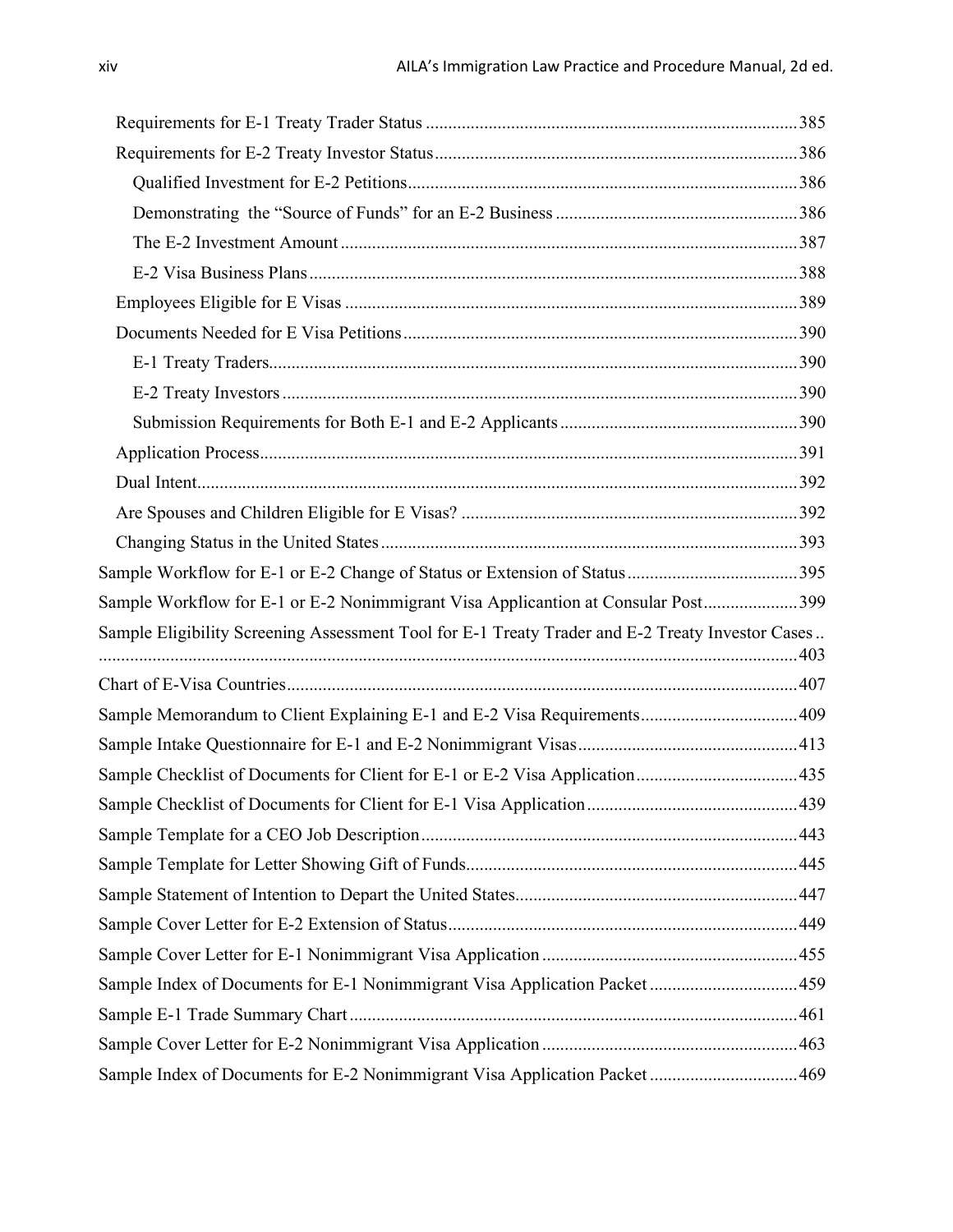- Requirements for E-1 Treaty Trader Status ......... 385
- Requirements for E-2 Treaty Investor Status ......... 386
  - Qualified Investment for E-2 Petitions ......... 386
  - Demonstrating  the "Source of Funds" for an E-2 Business ......... 386
  - The E-2 Investment Amount ......... 387
  - E-2 Visa Business Plans ......... 388
- Employees Eligible for E Visas ......... 389
- Documents Needed for E Visa Petitions ......... 390
  - E-1 Treaty Traders ......... 390
  - E-2 Treaty Investors ......... 390
  - Submission Requirements for Both E-1 and E-2 Applicants ......... 390
- Application Process ......... 391
- Dual Intent ......... 392
- Are Spouses and Children Eligible for E Visas? ......... 392
- Changing Status in the United States ......... 393

Sample Workflow for E-1 or E-2 Change of Status or Extension of Status ......... 395

Sample Workflow for E-1 or E-2 Nonimmigrant Visa Applicantion at Consular Post ......... 399

Sample Eligibility Screening Assessment Tool for E-1 Treaty Trader and E-2 Treaty Investor Cases ......... 403

Chart of E-Visa Countries ......... 407

Sample Memorandum to Client Explaining E-1 and E-2 Visa Requirements ......... 409

Sample Intake Questionnaire for E-1 and E-2 Nonimmigrant Visas ......... 413

Sample Checklist of Documents for Client for E-1 or E-2 Visa Application ......... 435

Sample Checklist of Documents for Client for E-1 Visa Application ......... 439

Sample Template for a CEO Job Description ......... 443

Sample Template for Letter Showing Gift of Funds ......... 445

Sample Statement of Intention to Depart the United States ......... 447

Sample Cover Letter for E-2 Extension of Status ......... 449

Sample Cover Letter for E-1 Nonimmigrant Visa Application ......... 455

Sample Index of Documents for E-1 Nonimmigrant Visa Application Packet ......... 459

Sample E-1 Trade Summary Chart ......... 461

Sample Cover Letter for E-2 Nonimmigrant Visa Application ......... 463

Sample Index of Documents for E-2 Nonimmigrant Visa Application Packet ......... 469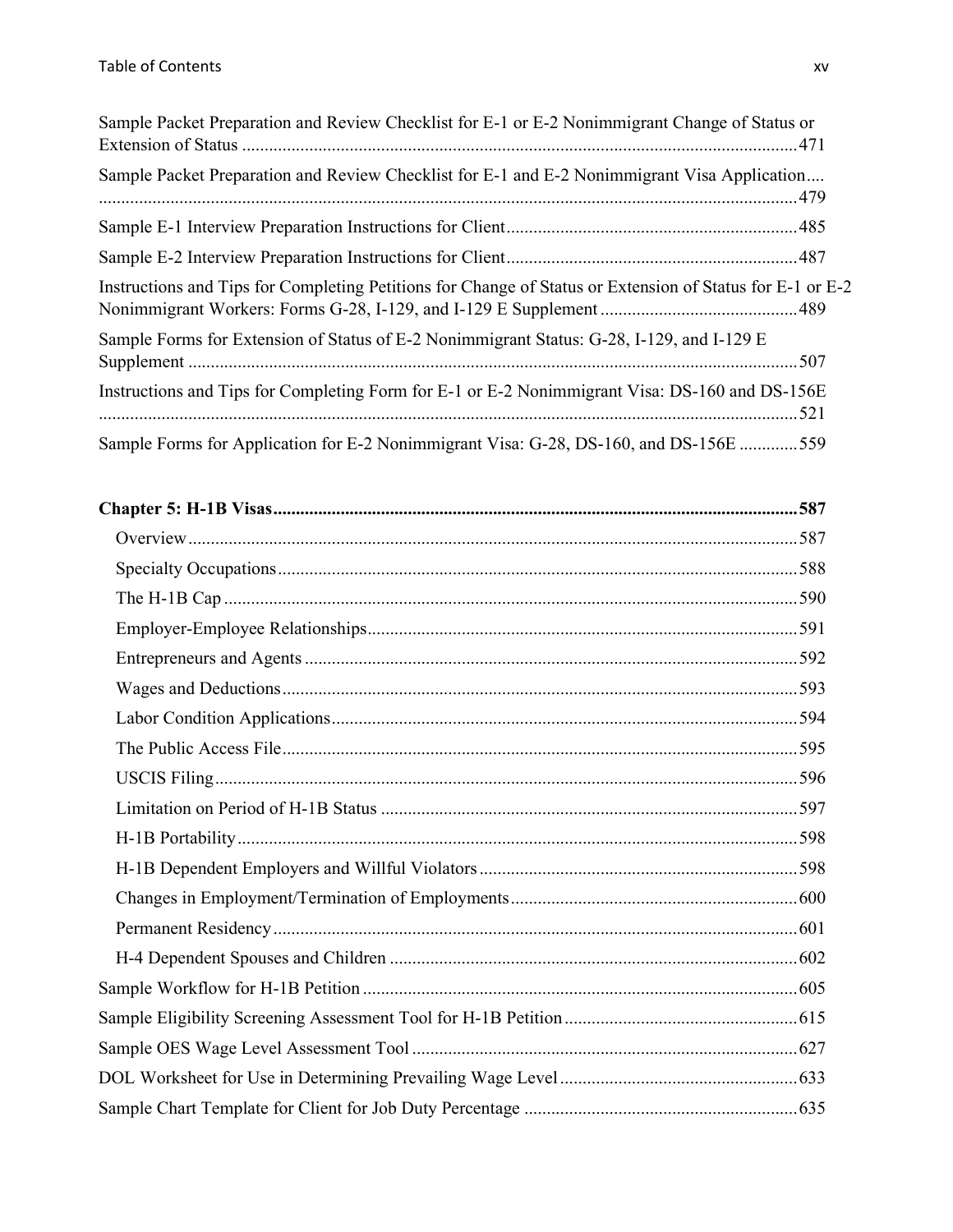Sample Packet Preparation and Review Checklist for E-1 or E-2 Nonimmigrant Change of Status or Extension of Status ..... 471

Sample Packet Preparation and Review Checklist for E-1 and E-2 Nonimmigrant Visa Application ..... 479

Sample E-1 Interview Preparation Instructions for Client ..... 485

Sample E-2 Interview Preparation Instructions for Client ..... 487

Instructions and Tips for Completing Petitions for Change of Status or Extension of Status for E-1 or E-2 Nonimmigrant Workers: Forms G-28, I-129, and I-129 E Supplement ..... 489

Sample Forms for Extension of Status of E-2 Nonimmigrant Status: G-28, I-129, and I-129 E Supplement ..... 507

Instructions and Tips for Completing Form for E-1 or E-2 Nonimmigrant Visa: DS-160 and DS-156E ..... 521

Sample Forms for Application for E-2 Nonimmigrant Visa: G-28, DS-160, and DS-156E ..... 559

**Chapter 5: H-1B Visas ..... 587**

- Overview ..... 587
- Specialty Occupations ..... 588
- The H-1B Cap ..... 590
- Employer-Employee Relationships ..... 591
- Entrepreneurs and Agents ..... 592
- Wages and Deductions ..... 593
- Labor Condition Applications ..... 594
- The Public Access File ..... 595
- USCIS Filing ..... 596
- Limitation on Period of H-1B Status ..... 597
- H-1B Portability ..... 598
- H-1B Dependent Employers and Willful Violators ..... 598
- Changes in Employment/Termination of Employments ..... 600
- Permanent Residency ..... 601
- H-4 Dependent Spouses and Children ..... 602

Sample Workflow for H-1B Petition ..... 605

Sample Eligibility Screening Assessment Tool for H-1B Petition ..... 615

Sample OES Wage Level Assessment Tool ..... 627

DOL Worksheet for Use in Determining Prevailing Wage Level ..... 633

Sample Chart Template for Client for Job Duty Percentage ..... 635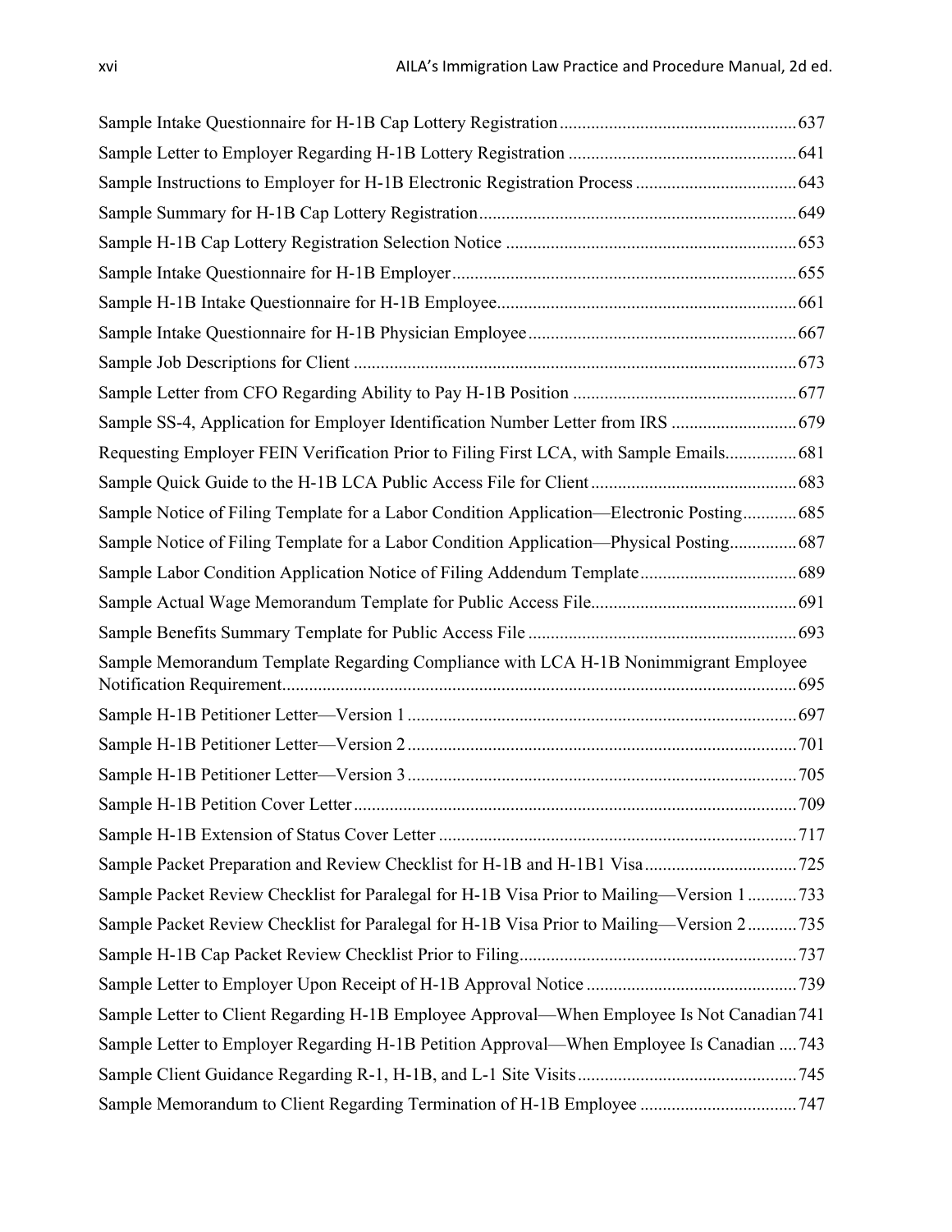Sample Intake Questionnaire for H-1B Cap Lottery Registration .......... 637

Sample Letter to Employer Regarding H-1B Lottery Registration .......... 641

Sample Instructions to Employer for H-1B Electronic Registration Process .......... 643

Sample Summary for H-1B Cap Lottery Registration .......... 649

Sample H-1B Cap Lottery Registration Selection Notice .......... 653

Sample Intake Questionnaire for H-1B Employer .......... 655

Sample H-1B Intake Questionnaire for H-1B Employee .......... 661

Sample Intake Questionnaire for H-1B Physician Employee .......... 667

Sample Job Descriptions for Client .......... 673

Sample Letter from CFO Regarding Ability to Pay H-1B Position .......... 677

Sample SS-4, Application for Employer Identification Number Letter from IRS .......... 679

Requesting Employer FEIN Verification Prior to Filing First LCA, with Sample Emails .......... 681

Sample Quick Guide to the H-1B LCA Public Access File for Client .......... 683

Sample Notice of Filing Template for a Labor Condition Application—Electronic Posting .......... 685

Sample Notice of Filing Template for a Labor Condition Application—Physical Posting .......... 687

Sample Labor Condition Application Notice of Filing Addendum Template .......... 689

Sample Actual Wage Memorandum Template for Public Access File .......... 691

Sample Benefits Summary Template for Public Access File .......... 693

Sample Memorandum Template Regarding Compliance with LCA H-1B Nonimmigrant Employee Notification Requirement .......... 695

Sample H-1B Petitioner Letter—Version 1 .......... 697

Sample H-1B Petitioner Letter—Version 2 .......... 701

Sample H-1B Petitioner Letter—Version 3 .......... 705

Sample H-1B Petition Cover Letter .......... 709

Sample H-1B Extension of Status Cover Letter .......... 717

Sample Packet Preparation and Review Checklist for H-1B and H-1B1 Visa .......... 725

Sample Packet Review Checklist for Paralegal for H-1B Visa Prior to Mailing—Version 1 .......... 733

Sample Packet Review Checklist for Paralegal for H-1B Visa Prior to Mailing—Version 2 .......... 735

Sample H-1B Cap Packet Review Checklist Prior to Filing .......... 737

Sample Letter to Employer Upon Receipt of H-1B Approval Notice .......... 739

Sample Letter to Client Regarding H-1B Employee Approval—When Employee Is Not Canadian .......... 741

Sample Letter to Employer Regarding H-1B Petition Approval—When Employee Is Canadian .......... 743

Sample Client Guidance Regarding R-1, H-1B, and L-1 Site Visits .......... 745

Sample Memorandum to Client Regarding Termination of H-1B Employee .......... 747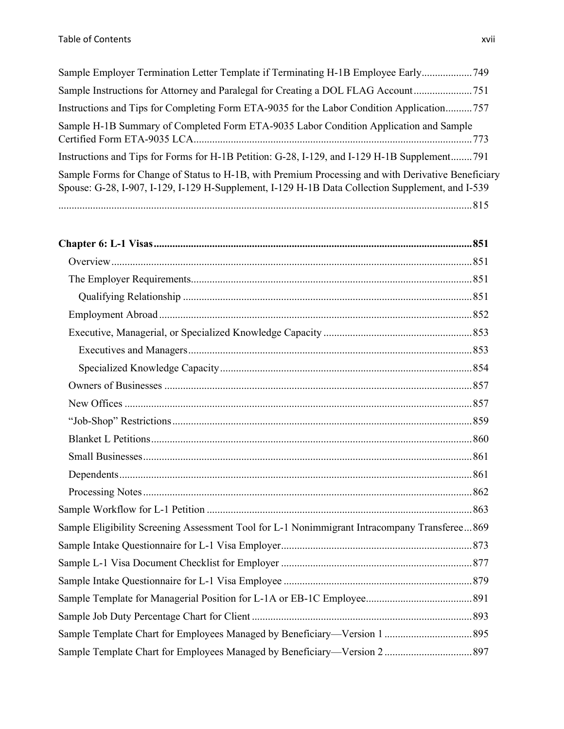Sample Employer Termination Letter Template if Terminating H-1B Employee Early ................... 749

Sample Instructions for Attorney and Paralegal for Creating a DOL FLAG Account ...................... 751

Instructions and Tips for Completing Form ETA-9035 for the Labor Condition Application .......... 757

Sample H-1B Summary of Completed Form ETA-9035 Labor Condition Application and Sample Certified Form ETA-9035 LCA ........................................................................................................ 773

Instructions and Tips for Forms for H-1B Petition: G-28, I-129, and I-129 H-1B Supplement ........ 791

Sample Forms for Change of Status to H-1B, with Premium Processing and with Derivative Beneficiary Spouse: G-28, I-907, I-129, I-129 H-Supplement, I-129 H-1B Data Collection Supplement, and I-539 ........................................................................................................................................... 815

**Chapter 6: L-1 Visas ........................................................................................................................ 851**

- Overview ....................................................................................................................... 851
- The Employer Requirements ......................................................................................... 851
  - Qualifying Relationship ............................................................................................ 851
- Employment Abroad ..................................................................................................... 852
- Executive, Managerial, or Specialized Knowledge Capacity ....................................... 853
  - Executives and Managers .......................................................................................... 853
  - Specialized Knowledge Capacity .............................................................................. 854
- Owners of Businesses ................................................................................................... 857
- New Offices .................................................................................................................. 857
- "Job-Shop" Restrictions ................................................................................................ 859
- Blanket L Petitions ........................................................................................................ 860
- Small Businesses ........................................................................................................... 861
- Dependents .................................................................................................................... 861
- Processing Notes ........................................................................................................... 862

Sample Workflow for L-1 Petition ................................................................................................... 863

Sample Eligibility Screening Assessment Tool for L-1 Nonimmigrant Intracompany Transferee ... 869

Sample Intake Questionnaire for L-1 Visa Employer ....................................................................... 873

Sample L-1 Visa Document Checklist for Employer ....................................................................... 877

Sample Intake Questionnaire for L-1 Visa Employee ....................................................................... 879

Sample Template for Managerial Position for L-1A or EB-1C Employee ........................................ 891

Sample Job Duty Percentage Chart for Client .................................................................................. 893

Sample Template Chart for Employees Managed by Beneficiary—Version 1 ................................. 895

Sample Template Chart for Employees Managed by Beneficiary—Version 2 ................................. 897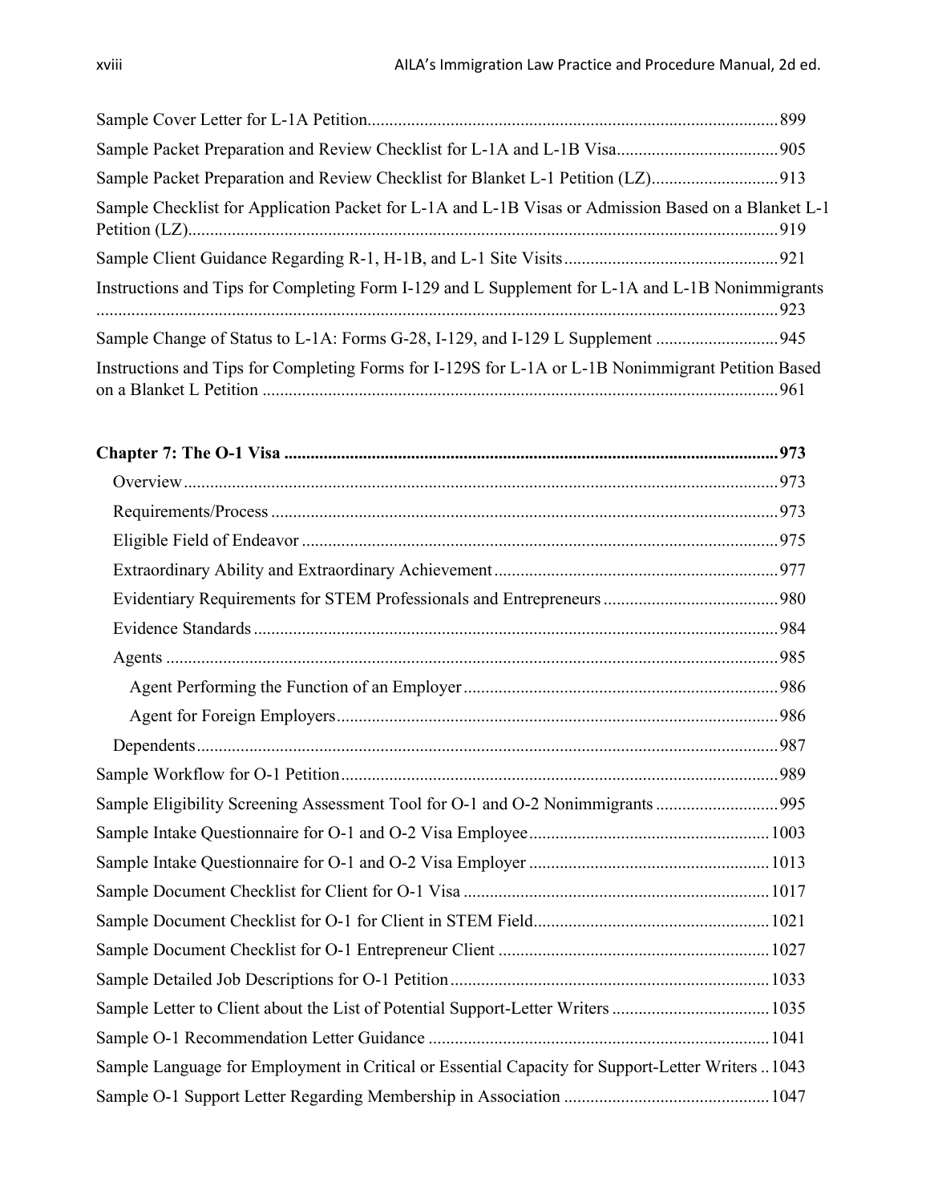Sample Cover Letter for L-1A Petition ... 899

Sample Packet Preparation and Review Checklist for L-1A and L-1B Visa ... 905

Sample Packet Preparation and Review Checklist for Blanket L-1 Petition (LZ) ... 913

Sample Checklist for Application Packet for L-1A and L-1B Visas or Admission Based on a Blanket L-1 Petition (LZ) ... 919

Sample Client Guidance Regarding R-1, H-1B, and L-1 Site Visits ... 921

Instructions and Tips for Completing Form I-129 and L Supplement for L-1A and L-1B Nonimmigrants ... 923

Sample Change of Status to L-1A: Forms G-28, I-129, and I-129 L Supplement ... 945

Instructions and Tips for Completing Forms for I-129S for L-1A or L-1B Nonimmigrant Petition Based on a Blanket L Petition ... 961

**Chapter 7: The O-1 Visa ... 973**

- Overview ... 973
- Requirements/Process ... 973
- Eligible Field of Endeavor ... 975
- Extraordinary Ability and Extraordinary Achievement ... 977
- Evidentiary Requirements for STEM Professionals and Entrepreneurs ... 980
- Evidence Standards ... 984
- Agents ... 985
  - Agent Performing the Function of an Employer ... 986
  - Agent for Foreign Employers ... 986
- Dependents ... 987

Sample Workflow for O-1 Petition ... 989

Sample Eligibility Screening Assessment Tool for O-1 and O-2 Nonimmigrants ... 995

Sample Intake Questionnaire for O-1 and O-2 Visa Employee ... 1003

Sample Intake Questionnaire for O-1 and O-2 Visa Employer ... 1013

Sample Document Checklist for Client for O-1 Visa ... 1017

Sample Document Checklist for O-1 for Client in STEM Field ... 1021

Sample Document Checklist for O-1 Entrepreneur Client ... 1027

Sample Detailed Job Descriptions for O-1 Petition ... 1033

Sample Letter to Client about the List of Potential Support-Letter Writers ... 1035

Sample O-1 Recommendation Letter Guidance ... 1041

Sample Language for Employment in Critical or Essential Capacity for Support-Letter Writers ... 1043

Sample O-1 Support Letter Regarding Membership in Association ... 1047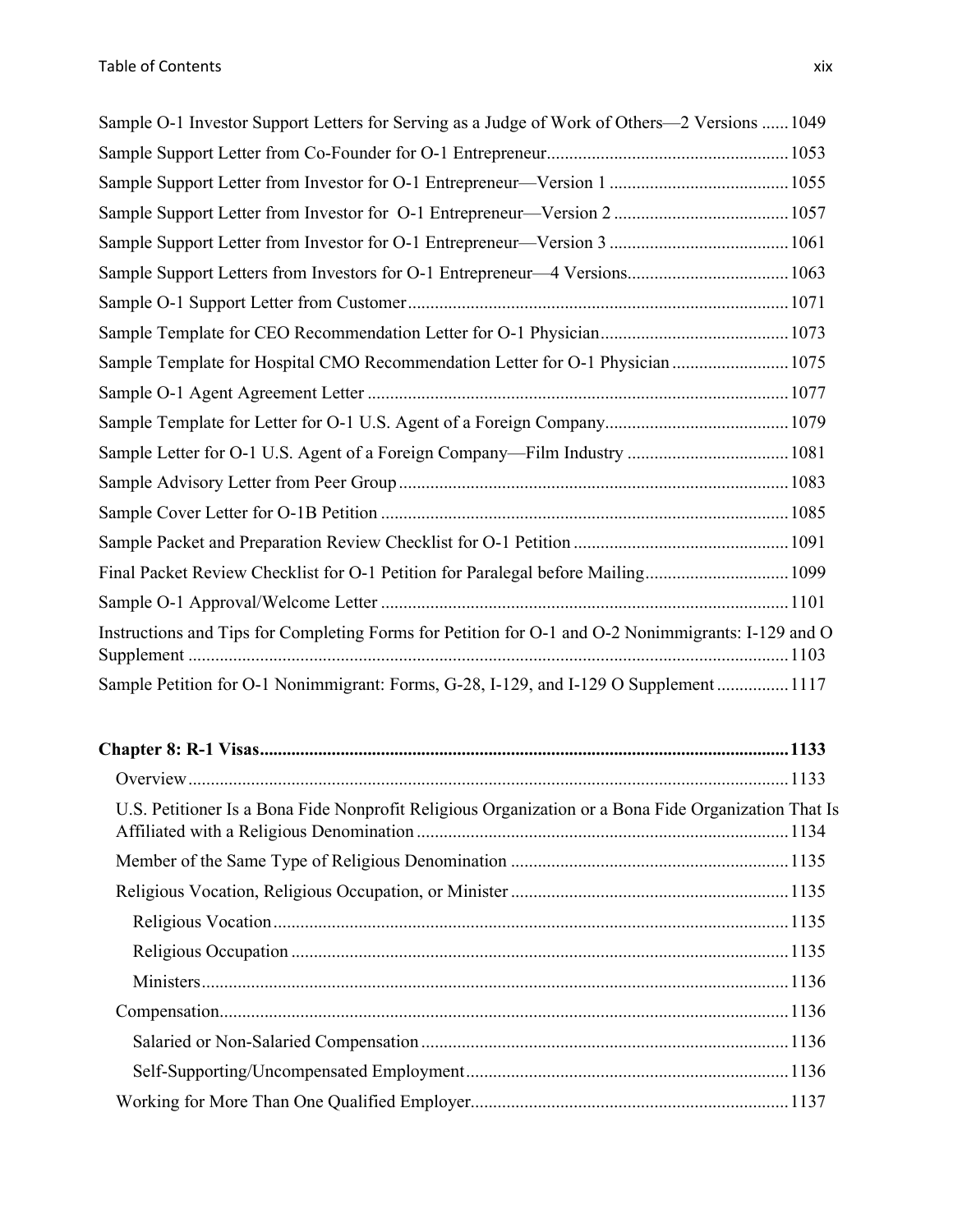Sample O-1 Investor Support Letters for Serving as a Judge of Work of Others—2 Versions ...... 1049

Sample Support Letter from Co-Founder for O-1 Entrepreneur ...................................................... 1053

Sample Support Letter from Investor for O-1 Entrepreneur—Version 1 ........................................ 1055

Sample Support Letter from Investor for O-1 Entrepreneur—Version 2 ....................................... 1057

Sample Support Letter from Investor for O-1 Entrepreneur—Version 3 ........................................ 1061

Sample Support Letters from Investors for O-1 Entrepreneur—4 Versions .................................... 1063

Sample O-1 Support Letter from Customer ..................................................................................... 1071

Sample Template for CEO Recommendation Letter for O-1 Physician .......................................... 1073

Sample Template for Hospital CMO Recommendation Letter for O-1 Physician .......................... 1075

Sample O-1 Agent Agreement Letter .............................................................................................. 1077

Sample Template for Letter for O-1 U.S. Agent of a Foreign Company ......................................... 1079

Sample Letter for O-1 U.S. Agent of a Foreign Company—Film Industry .................................... 1081

Sample Advisory Letter from Peer Group ....................................................................................... 1083

Sample Cover Letter for O-1B Petition ........................................................................................... 1085

Sample Packet and Preparation Review Checklist for O-1 Petition ................................................ 1091

Final Packet Review Checklist for O-1 Petition for Paralegal before Mailing ................................ 1099

Sample O-1 Approval/Welcome Letter ........................................................................................... 1101

Instructions and Tips for Completing Forms for Petition for O-1 and O-2 Nonimmigrants: I-129 and O Supplement ..................................................................................................................................... 1103

Sample Petition for O-1 Nonimmigrant: Forms, G-28, I-129, and I-129 O Supplement ................ 1117

**Chapter 8: R-1 Visas ..................................................................................................................... 1133**

Overview ..................................................................................................................................... 1133

U.S. Petitioner Is a Bona Fide Nonprofit Religious Organization or a Bona Fide Organization That Is Affiliated with a Religious Denomination .................................................................................. 1134

Member of the Same Type of Religious Denomination ............................................................. 1135

Religious Vocation, Religious Occupation, or Minister ............................................................. 1135

- Religious Vocation ................................................................................................................. 1135
- Religious Occupation ............................................................................................................. 1135
- Ministers ................................................................................................................................. 1136

Compensation ............................................................................................................................. 1136

- Salaried or Non-Salaried Compensation ................................................................................. 1136
- Self-Supporting/Uncompensated Employment ....................................................................... 1136

Working for More Than One Qualified Employer ...................................................................... 1137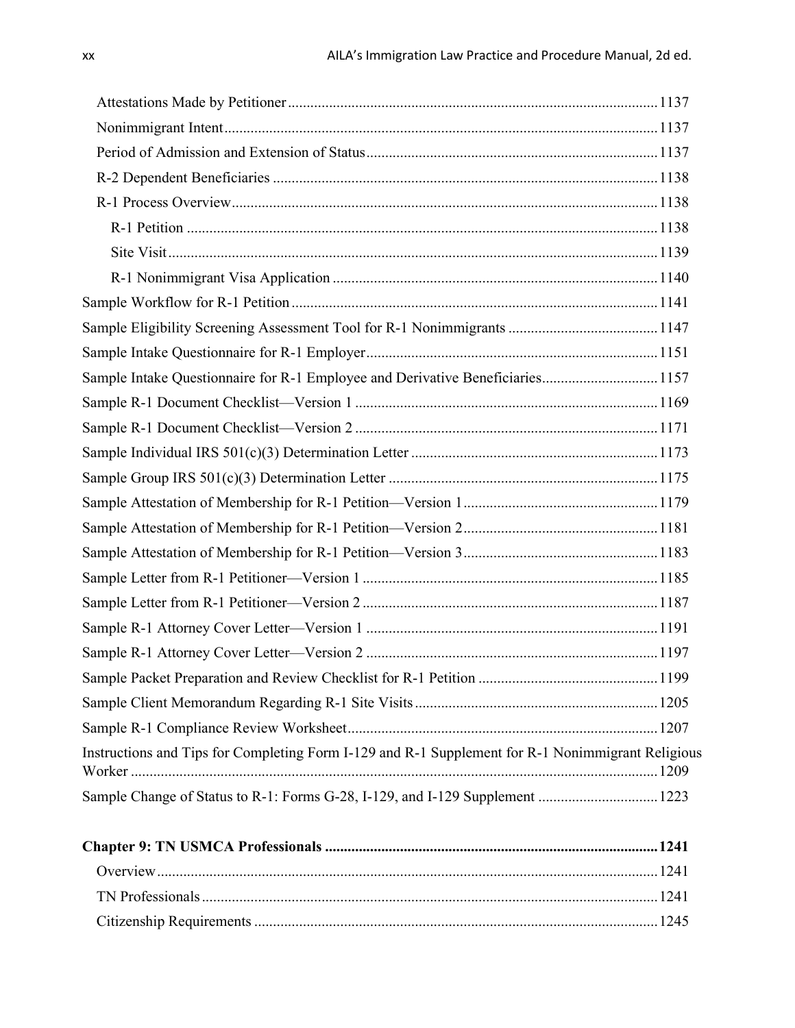Attestations Made by Petitioner ..... 1137

Nonimmigrant Intent ..... 1137

Period of Admission and Extension of Status ..... 1137

R-2 Dependent Beneficiaries ..... 1138

R-1 Process Overview ..... 1138

R-1 Petition ..... 1138

Site Visit ..... 1139

R-1 Nonimmigrant Visa Application ..... 1140

Sample Workflow for R-1 Petition ..... 1141

Sample Eligibility Screening Assessment Tool for R-1 Nonimmigrants ..... 1147

Sample Intake Questionnaire for R-1 Employer ..... 1151

Sample Intake Questionnaire for R-1 Employee and Derivative Beneficiaries ..... 1157

Sample R-1 Document Checklist—Version 1 ..... 1169

Sample R-1 Document Checklist—Version 2 ..... 1171

Sample Individual IRS 501(c)(3) Determination Letter ..... 1173

Sample Group IRS 501(c)(3) Determination Letter ..... 1175

Sample Attestation of Membership for R-1 Petition—Version 1 ..... 1179

Sample Attestation of Membership for R-1 Petition—Version 2 ..... 1181

Sample Attestation of Membership for R-1 Petition—Version 3 ..... 1183

Sample Letter from R-1 Petitioner—Version 1 ..... 1185

Sample Letter from R-1 Petitioner—Version 2 ..... 1187

Sample R-1 Attorney Cover Letter—Version 1 ..... 1191

Sample R-1 Attorney Cover Letter—Version 2 ..... 1197

Sample Packet Preparation and Review Checklist for R-1 Petition ..... 1199

Sample Client Memorandum Regarding R-1 Site Visits ..... 1205

Sample R-1 Compliance Review Worksheet ..... 1207

Instructions and Tips for Completing Form I-129 and R-1 Supplement for R-1 Nonimmigrant Religious Worker ..... 1209

Sample Change of Status to R-1: Forms G-28, I-129, and I-129 Supplement ..... 1223

**Chapter 9: TN USMCA Professionals ..... 1241**

Overview ..... 1241

TN Professionals ..... 1241

Citizenship Requirements ..... 1245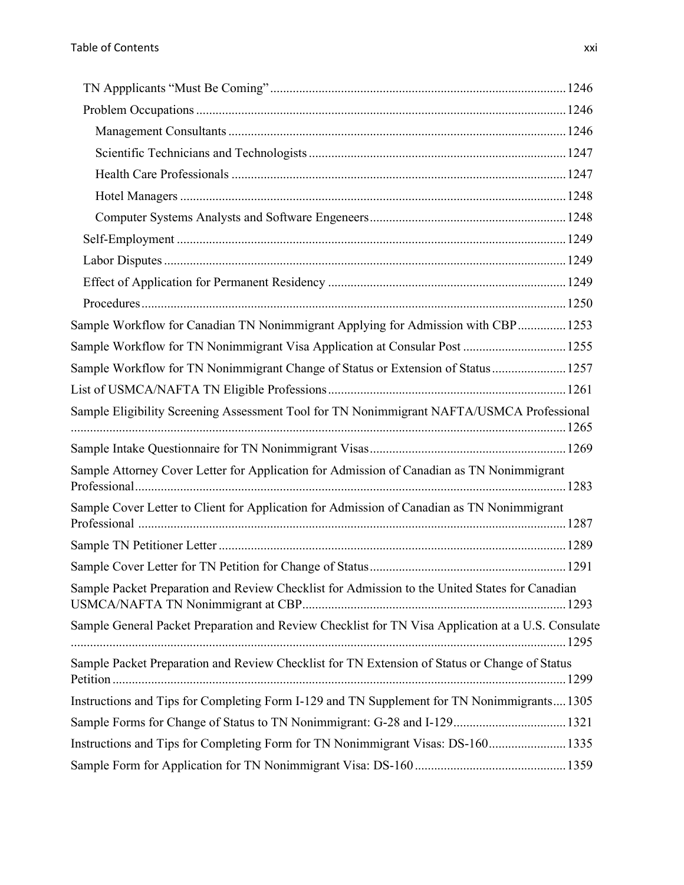TN Appplicants "Must Be Coming" ........................................................................................ 1246

Problem Occupations ........................................................................................................ 1246

Management Consultants ........................................................................................... 1246

Scientific Technicians and Technologists ................................................................... 1247

Health Care Professionals ........................................................................................... 1247

Hotel Managers ........................................................................................................... 1248

Computer Systems Analysts and Software Engeneers ................................................ 1248

Self-Employment ............................................................................................................. 1249

Labor Disputes ................................................................................................................. 1249

Effect of Application for Permanent Residency ............................................................... 1249

Procedures ....................................................................................................................... 1250

Sample Workflow for Canadian TN Nonimmigrant Applying for Admission with CBP ............... 1253

Sample Workflow for TN Nonimmigrant Visa Application at Consular Post ................................ 1255

Sample Workflow for TN Nonimmigrant Change of Status or Extension of Status ....................... 1257

List of USMCA/NAFTA TN Eligible Professions ......................................................................... 1261

Sample Eligibility Screening Assessment Tool for TN Nonimmigrant NAFTA/USMCA Professional ........................................................................................................................................ 1265

Sample Intake Questionnaire for TN Nonimmigrant Visas ............................................................ 1269

Sample Attorney Cover Letter for Application for Admission of Canadian as TN Nonimmigrant Professional .................................................................................................................................. 1283

Sample Cover Letter to Client for Application for Admission of Canadian as TN Nonimmigrant Professional .................................................................................................................................. 1287

Sample TN Petitioner Letter ........................................................................................................... 1289

Sample Cover Letter for TN Petition for Change of Status ............................................................. 1291

Sample Packet Preparation and Review Checklist for Admission to the United States for Canadian USMCA/NAFTA TN Nonimmigrant at CBP ................................................................................. 1293

Sample General Packet Preparation and Review Checklist for TN Visa Application at a U.S. Consulate ........................................................................................................................................ 1295

Sample Packet Preparation and Review Checklist for TN Extension of Status or Change of Status Petition ........................................................................................................................................... 1299

Instructions and Tips for Completing Form I-129 and TN Supplement for TN Nonimmigrants .... 1305

Sample Forms for Change of Status to TN Nonimmigrant: G-28 and I-129 ................................... 1321

Instructions and Tips for Completing Form for TN Nonimmigrant Visas: DS-160 ........................ 1335

Sample Form for Application for TN Nonimmigrant Visa: DS-160 ............................................... 1359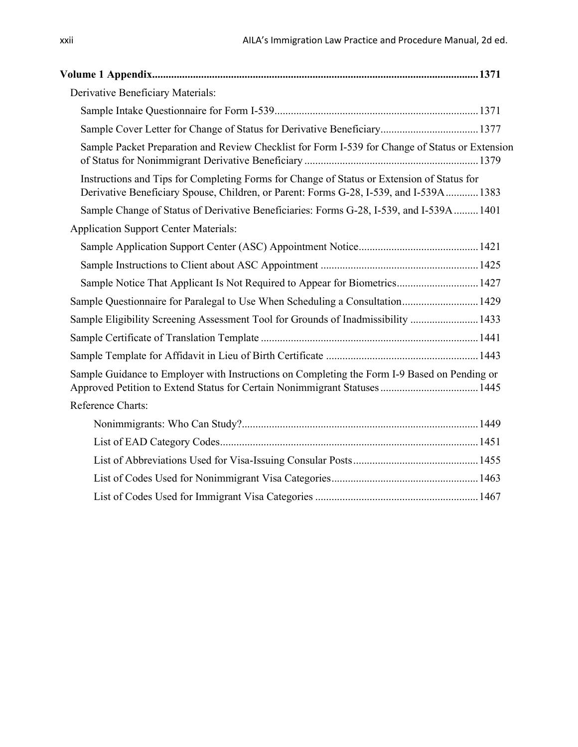**Volume 1 Appendix........................................................................................................................1371**

Derivative Beneficiary Materials:

- Sample Intake Questionnaire for Form I-539..........................................................................1371
- Sample Cover Letter for Change of Status for Derivative Beneficiary...................................1377
- Sample Packet Preparation and Review Checklist for Form I-539 for Change of Status or Extension of Status for Nonimmigrant Derivative Beneficiary ...............................................................1379
- Instructions and Tips for Completing Forms for Change of Status or Extension of Status for Derivative Beneficiary Spouse, Children, or Parent: Forms G-28, I-539, and I-539A............1383
- Sample Change of Status of Derivative Beneficiaries: Forms G-28, I-539, and I-539A.........1401

Application Support Center Materials:

- Sample Application Support Center (ASC) Appointment Notice............................................1421
- Sample Instructions to Client about ASC Appointment ..........................................................1425
- Sample Notice That Applicant Is Not Required to Appear for Biometrics..............................1427

Sample Questionnaire for Paralegal to Use When Scheduling a Consultation............................1429

Sample Eligibility Screening Assessment Tool for Grounds of Inadmissibility .........................1433

Sample Certificate of Translation Template ...............................................................................1441

Sample Template for Affidavit in Lieu of Birth Certificate .......................................................1443

Sample Guidance to Employer with Instructions on Completing the Form I-9 Based on Pending or Approved Petition to Extend Status for Certain Nonimmigrant Statuses ...................................1445

Reference Charts:

- Nonimmigrants: Who Can Study?......................................................................................1449
- List of EAD Category Codes..............................................................................................1451
- List of Abbreviations Used for Visa-Issuing Consular Posts.............................................1455
- List of Codes Used for Nonimmigrant Visa Categories......................................................1463
- List of Codes Used for Immigrant Visa Categories ...........................................................1467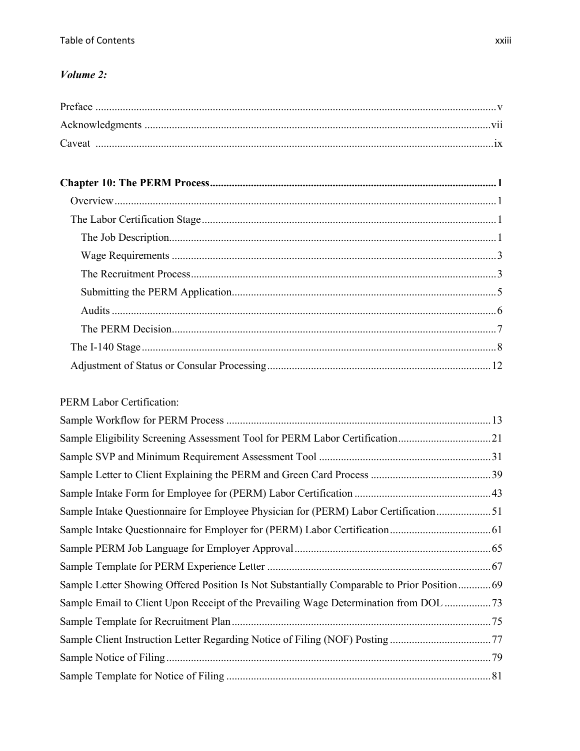*Volume 2:*

Preface .......... v
Acknowledgments .......... vii
Caveat .......... ix

**Chapter 10: The PERM Process .......... 1**

- Overview .......... 1
- The Labor Certification Stage .......... 1
  - The Job Description .......... 1
  - Wage Requirements .......... 3
  - The Recruitment Process .......... 3
  - Submitting the PERM Application .......... 5
  - Audits .......... 6
  - The PERM Decision .......... 7
- The I-140 Stage .......... 8
- Adjustment of Status or Consular Processing .......... 12

PERM Labor Certification:

Sample Workflow for PERM Process .......... 13
Sample Eligibility Screening Assessment Tool for PERM Labor Certification .......... 21
Sample SVP and Minimum Requirement Assessment Tool .......... 31
Sample Letter to Client Explaining the PERM and Green Card Process .......... 39
Sample Intake Form for Employee for (PERM) Labor Certification .......... 43
Sample Intake Questionnaire for Employee Physician for (PERM) Labor Certification .......... 51
Sample Intake Questionnaire for Employer for (PERM) Labor Certification .......... 61
Sample PERM Job Language for Employer Approval .......... 65
Sample Template for PERM Experience Letter .......... 67
Sample Letter Showing Offered Position Is Not Substantially Comparable to Prior Position .......... 69
Sample Email to Client Upon Receipt of the Prevailing Wage Determination from DOL .......... 73
Sample Template for Recruitment Plan .......... 75
Sample Client Instruction Letter Regarding Notice of Filing (NOF) Posting .......... 77
Sample Notice of Filing .......... 79
Sample Template for Notice of Filing .......... 81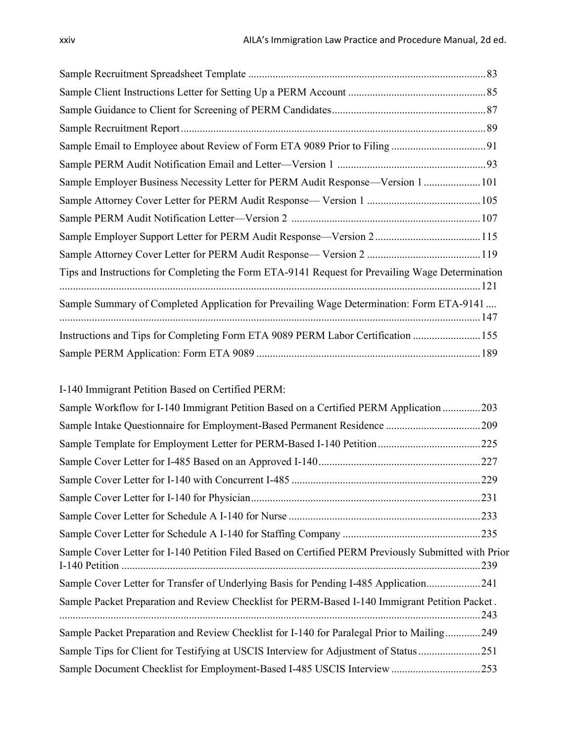Sample Recruitment Spreadsheet Template ....................................................................................... 83

Sample Client Instructions Letter for Setting Up a PERM Account .................................................. 85

Sample Guidance to Client for Screening of PERM Candidates......................................................... 87

Sample Recruitment Report ................................................................................................................ 89

Sample Email to Employee about Review of Form ETA 9089 Prior to Filing ................................... 91

Sample PERM Audit Notification Email and Letter—Version 1 ...................................................... 93

Sample Employer Business Necessity Letter for PERM Audit Response—Version 1 ..................... 101

Sample Attorney Cover Letter for PERM Audit Response— Version 1 .......................................... 105

Sample PERM Audit Notification Letter—Version 2 ..................................................................... 107

Sample Employer Support Letter for PERM Audit Response—Version 2 ....................................... 115

Sample Attorney Cover Letter for PERM Audit Response— Version 2 .......................................... 119

Tips and Instructions for Completing the Form ETA-9141 Request for Prevailing Wage Determination ......................................................................................................................................... 121

Sample Summary of Completed Application for Prevailing Wage Determination: Form ETA-9141 .... ......................................................................................................................................... 147

Instructions and Tips for Completing Form ETA 9089 PERM Labor Certification ......................... 155

Sample PERM Application: Form ETA 9089 .................................................................................. 189

I-140 Immigrant Petition Based on Certified PERM:

Sample Workflow for I-140 Immigrant Petition Based on a Certified PERM Application .............. 203

Sample Intake Questionnaire for Employment-Based Permanent Residence ................................... 209

Sample Template for Employment Letter for PERM-Based I-140 Petition ...................................... 225

Sample Cover Letter for I-485 Based on an Approved I-140 ............................................................ 227

Sample Cover Letter for I-140 with Concurrent I-485 ..................................................................... 229

Sample Cover Letter for I-140 for Physician ..................................................................................... 231

Sample Cover Letter for Schedule A I-140 for Nurse ....................................................................... 233

Sample Cover Letter for Schedule A I-140 for Staffing Company ................................................... 235

Sample Cover Letter for I-140 Petition Filed Based on Certified PERM Previously Submitted with Prior I-140 Petition ..................................................................................................................... 239

Sample Cover Letter for Transfer of Underlying Basis for Pending I-485 Application.................... 241

Sample Packet Preparation and Review Checklist for PERM-Based I-140 Immigrant Petition Packet . ......................................................................................................................................... 243

Sample Packet Preparation and Review Checklist for I-140 for Paralegal Prior to Mailing............. 249

Sample Tips for Client for Testifying at USCIS Interview for Adjustment of Status ....................... 251

Sample Document Checklist for Employment-Based I-485 USCIS Interview ................................. 253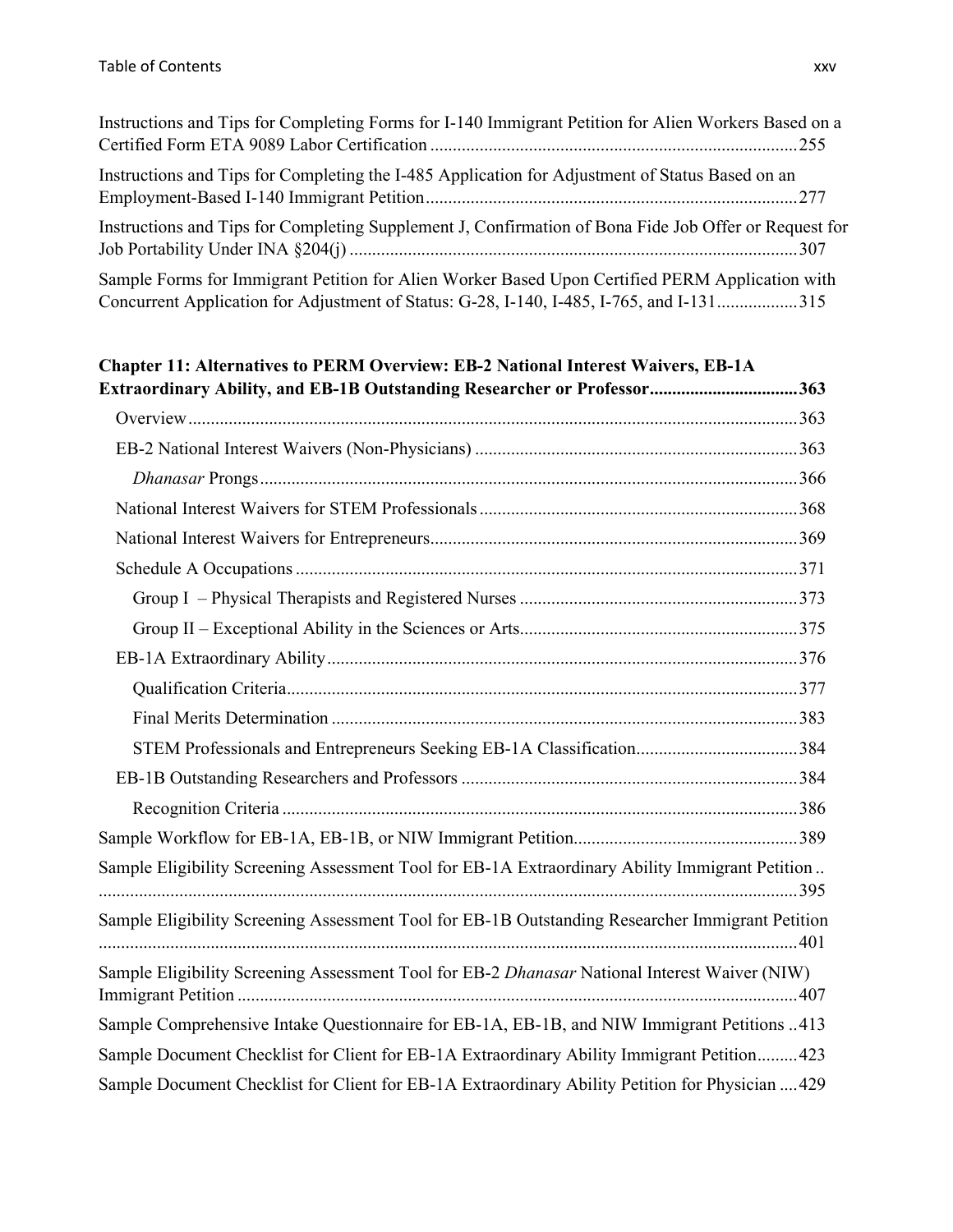Instructions and Tips for Completing Forms for I-140 Immigrant Petition for Alien Workers Based on a Certified Form ETA 9089 Labor Certification ........ 255

Instructions and Tips for Completing the I-485 Application for Adjustment of Status Based on an Employment-Based I-140 Immigrant Petition ........ 277

Instructions and Tips for Completing Supplement J, Confirmation of Bona Fide Job Offer or Request for Job Portability Under INA §204(j) ........ 307

Sample Forms for Immigrant Petition for Alien Worker Based Upon Certified PERM Application with Concurrent Application for Adjustment of Status: G-28, I-140, I-485, I-765, and I-131 ........ 315

**Chapter 11: Alternatives to PERM Overview: EB-2 National Interest Waivers, EB-1A Extraordinary Ability, and EB-1B Outstanding Researcher or Professor ........ 363**

- Overview ........ 363
- EB-2 National Interest Waivers (Non-Physicians) ........ 363
  - *Dhanasar* Prongs ........ 366
- National Interest Waivers for STEM Professionals ........ 368
- National Interest Waivers for Entrepreneurs ........ 369
- Schedule A Occupations ........ 371
  - Group I – Physical Therapists and Registered Nurses ........ 373
  - Group II – Exceptional Ability in the Sciences or Arts ........ 375
- EB-1A Extraordinary Ability ........ 376
  - Qualification Criteria ........ 377
  - Final Merits Determination ........ 383
  - STEM Professionals and Entrepreneurs Seeking EB-1A Classification ........ 384
- EB-1B Outstanding Researchers and Professors ........ 384
  - Recognition Criteria ........ 386

Sample Workflow for EB-1A, EB-1B, or NIW Immigrant Petition ........ 389

Sample Eligibility Screening Assessment Tool for EB-1A Extraordinary Ability Immigrant Petition ........ 395

Sample Eligibility Screening Assessment Tool for EB-1B Outstanding Researcher Immigrant Petition ........ 401

Sample Eligibility Screening Assessment Tool for EB-2 *Dhanasar* National Interest Waiver (NIW) Immigrant Petition ........ 407

Sample Comprehensive Intake Questionnaire for EB-1A, EB-1B, and NIW Immigrant Petitions ........ 413

Sample Document Checklist for Client for EB-1A Extraordinary Ability Immigrant Petition ........ 423

Sample Document Checklist for Client for EB-1A Extraordinary Ability Petition for Physician ........ 429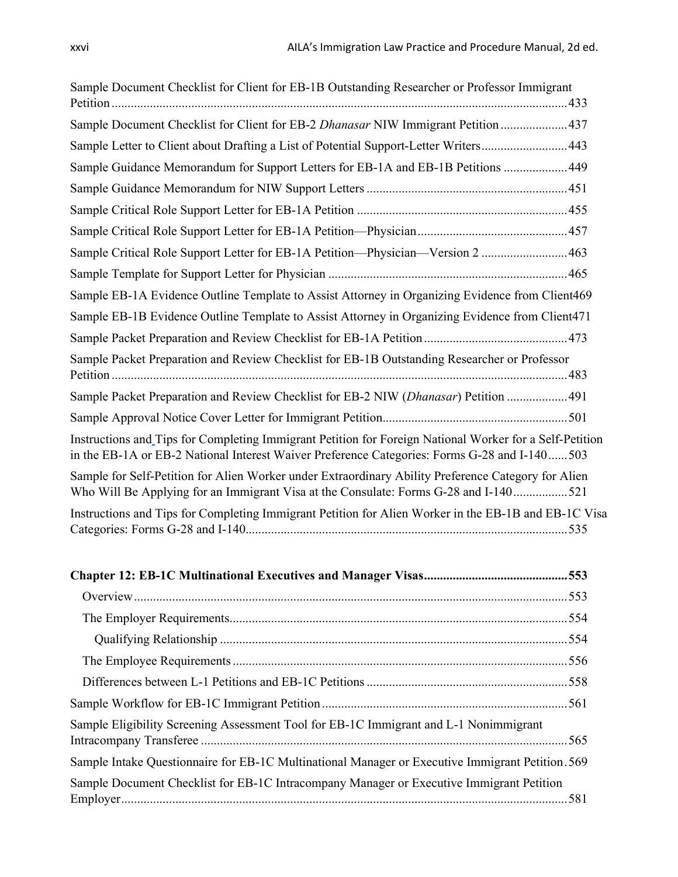Sample Document Checklist for Client for EB-1B Outstanding Researcher or Professor Immigrant Petition ....................................................................................................................................433

Sample Document Checklist for Client for EB-2 *Dhanasar* NIW Immigrant Petition .....................437

Sample Letter to Client about Drafting a List of Potential Support-Letter Writers...........................443

Sample Guidance Memorandum for Support Letters for EB-1A and EB-1B Petitions ....................449

Sample Guidance Memorandum for NIW Support Letters ...............................................................451

Sample Critical Role Support Letter for EB-1A Petition ..................................................................455

Sample Critical Role Support Letter for EB-1A Petition—Physician...............................................457

Sample Critical Role Support Letter for EB-1A Petition—Physician—Version 2 ...........................463

Sample Template for Support Letter for Physician ...........................................................................465

Sample EB-1A Evidence Outline Template to Assist Attorney in Organizing Evidence from Client469

Sample EB-1B Evidence Outline Template to Assist Attorney in Organizing Evidence from Client471

Sample Packet Preparation and Review Checklist for EB-1A Petition.............................................473

Sample Packet Preparation and Review Checklist for EB-1B Outstanding Researcher or Professor Petition .............................................................................................................................................483

Sample Packet Preparation and Review Checklist for EB-2 NIW (*Dhanasar*) Petition ...................491

Sample Approval Notice Cover Letter for Immigrant Petition..........................................................501

Instructions and Tips for Completing Immigrant Petition for Foreign National Worker for a Self-Petition in the EB-1A or EB-2 National Interest Waiver Preference Categories: Forms G-28 and I-140......503

Sample for Self-Petition for Alien Worker under Extraordinary Ability Preference Category for Alien Who Will Be Applying for an Immigrant Visa at the Consulate: Forms G-28 and I-140.................521

Instructions and Tips for Completing Immigrant Petition for Alien Worker in the EB-1B and EB-1C Visa Categories: Forms G-28 and I-140....................................................................................................535

**Chapter 12: EB-1C Multinational Executives and Manager Visas.............................................553**

- Overview........................................................................................................................553
- The Employer Requirements..........................................................................................554
  - Qualifying Relationship ............................................................................................554
- The Employee Requirements .........................................................................................556
- Differences between L-1 Petitions and EB-1C Petitions ...............................................558

Sample Workflow for EB-1C Immigrant Petition .............................................................................561

Sample Eligibility Screening Assessment Tool for EB-1C Immigrant and L-1 Nonimmigrant Intracompany Transferee ...................................................................................................................565

Sample Intake Questionnaire for EB-1C Multinational Manager or Executive Immigrant Petition.569

Sample Document Checklist for EB-1C Intracompany Manager or Executive Immigrant Petition Employer...........................................................................................................................................581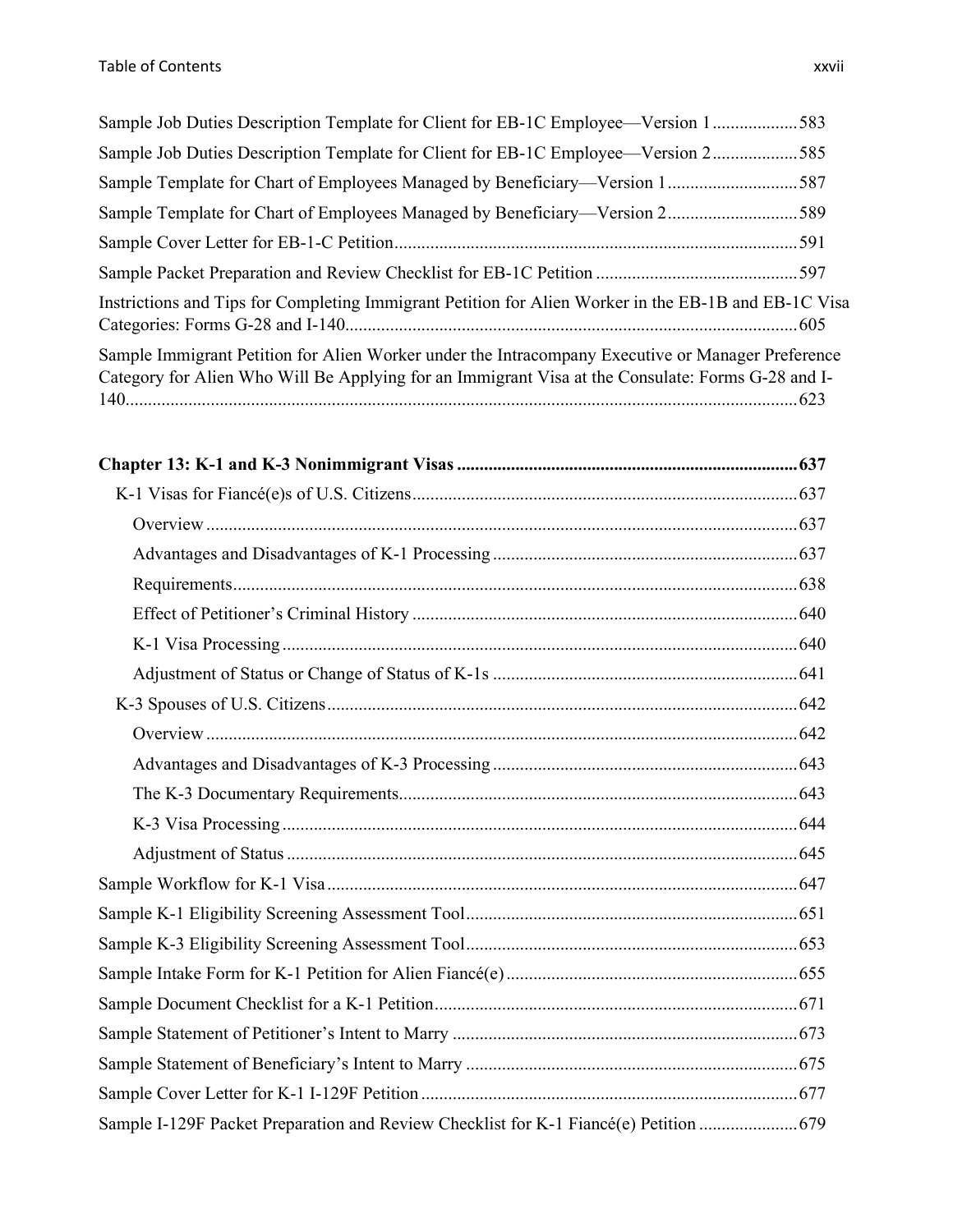Sample Job Duties Description Template for Client for EB-1C Employee—Version 1 .................. 583

Sample Job Duties Description Template for Client for EB-1C Employee—Version 2 .................. 585

Sample Template for Chart of Employees Managed by Beneficiary—Version 1 ............................ 587

Sample Template for Chart of Employees Managed by Beneficiary—Version 2 ............................ 589

Sample Cover Letter for EB-1-C Petition ........................................................................................ 591

Sample Packet Preparation and Review Checklist for EB-1C Petition ............................................ 597

Instrictions and Tips for Completing Immigrant Petition for Alien Worker in the EB-1B and EB-1C Visa Categories: Forms G-28 and I-140 .................................................................................................... 605

Sample Immigrant Petition for Alien Worker under the Intracompany Executive or Manager Preference Category for Alien Who Will Be Applying for an Immigrant Visa at the Consulate: Forms G-28 and I-140 .................................................................................................................................................. 623

**Chapter 13: K-1 and K-3 Nonimmigrant Visas ........................................................................... 637**

- K-1 Visas for Fiancé(e)s of U.S. Citizens ..................................................................................... 637
  - Overview .................................................................................................................................. 637
  - Advantages and Disadvantages of K-1 Processing ................................................................... 637
  - Requirements ............................................................................................................................ 638
  - Effect of Petitioner's Criminal History ..................................................................................... 640
  - K-1 Visa Processing .................................................................................................................. 640
  - Adjustment of Status or Change of Status of K-1s ................................................................... 641
- K-3 Spouses of U.S. Citizens ........................................................................................................ 642
  - Overview .................................................................................................................................. 642
  - Advantages and Disadvantages of K-3 Processing ................................................................... 643
  - The K-3 Documentary Requirements ....................................................................................... 643
  - K-3 Visa Processing .................................................................................................................. 644
  - Adjustment of Status ................................................................................................................. 645

Sample Workflow for K-1 Visa ........................................................................................................ 647

Sample K-1 Eligibility Screening Assessment Tool ......................................................................... 651

Sample K-3 Eligibility Screening Assessment Tool ......................................................................... 653

Sample Intake Form for K-1 Petition for Alien Fiancé(e) ................................................................ 655

Sample Document Checklist for a K-1 Petition ................................................................................ 671

Sample Statement of Petitioner's Intent to Marry ............................................................................ 673

Sample Statement of Beneficiary's Intent to Marry .......................................................................... 675

Sample Cover Letter for K-1 I-129F Petition ................................................................................... 677

Sample I-129F Packet Preparation and Review Checklist for K-1 Fiancé(e) Petition ..................... 679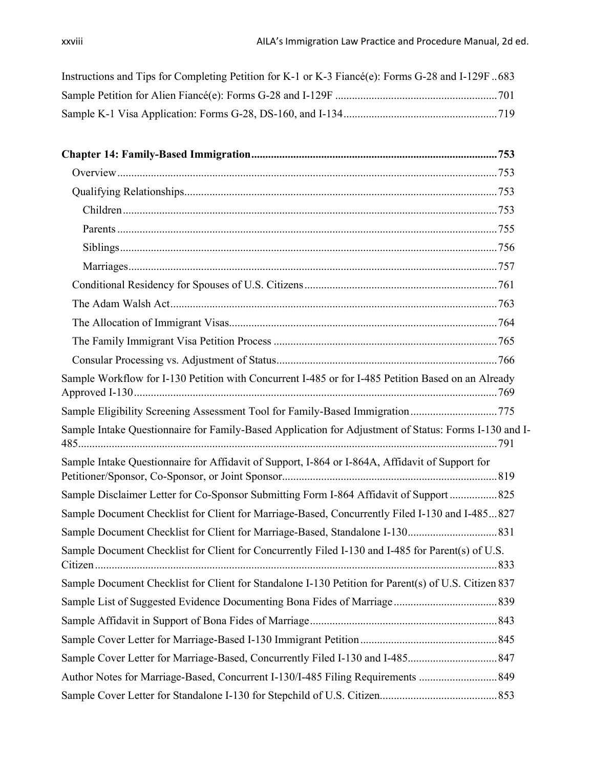Instructions and Tips for Completing Petition for K-1 or K-3 Fiancé(e): Forms G-28 and I-129F .. 683

Sample Petition for Alien Fiancé(e): Forms G-28 and I-129F ........................................................ 701

Sample K-1 Visa Application: Forms G-28, DS-160, and I-134 ...................................................... 719

**Chapter 14: Family-Based Immigration ........................................................................................ 753**

- Overview ........................................................................................................................................ 753
- Qualifying Relationships ................................................................................................................ 753
  - Children ..................................................................................................................................... 753
  - Parents ....................................................................................................................................... 755
  - Siblings ...................................................................................................................................... 756
  - Marriages ................................................................................................................................... 757
- Conditional Residency for Spouses of U.S. Citizens ..................................................................... 761
- The Adam Walsh Act ..................................................................................................................... 763
- The Allocation of Immigrant Visas ................................................................................................ 764
- The Family Immigrant Visa Petition Process ................................................................................. 765
- Consular Processing vs. Adjustment of Status ............................................................................... 766

Sample Workflow for I-130 Petition with Concurrent I-485 or for I-485 Petition Based on an Already Approved I-130 ................................................................................................................................ 769

Sample Eligibility Screening Assessment Tool for Family-Based Immigration ............................... 775

Sample Intake Questionnaire for Family-Based Application for Adjustment of Status: Forms I-130 and I-485 ...................................................................................................................................................... 791

Sample Intake Questionnaire for Affidavit of Support, I-864 or I-864A, Affidavit of Support for Petitioner/Sponsor, Co-Sponsor, or Joint Sponsor ............................................................................ 819

Sample Disclaimer Letter for Co-Sponsor Submitting Form I-864 Affidavit of Support ................. 825

Sample Document Checklist for Client for Marriage-Based, Concurrently Filed I-130 and I-485 ... 827

Sample Document Checklist for Client for Marriage-Based, Standalone I-130 ................................ 831

Sample Document Checklist for Client for Concurrently Filed I-130 and I-485 for Parent(s) of U.S. Citizen ................................................................................................................................................ 833

Sample Document Checklist for Client for Standalone I-130 Petition for Parent(s) of U.S. Citizen 837

Sample List of Suggested Evidence Documenting Bona Fides of Marriage ..................................... 839

Sample Affidavit in Support of Bona Fides of Marriage ................................................................... 843

Sample Cover Letter for Marriage-Based I-130 Immigrant Petition ................................................. 845

Sample Cover Letter for Marriage-Based, Concurrently Filed I-130 and I-485 ................................ 847

Author Notes for Marriage-Based, Concurrent I-130/I-485 Filing Requirements ............................ 849

Sample Cover Letter for Standalone I-130 for Stepchild of U.S. Citizen .......................................... 853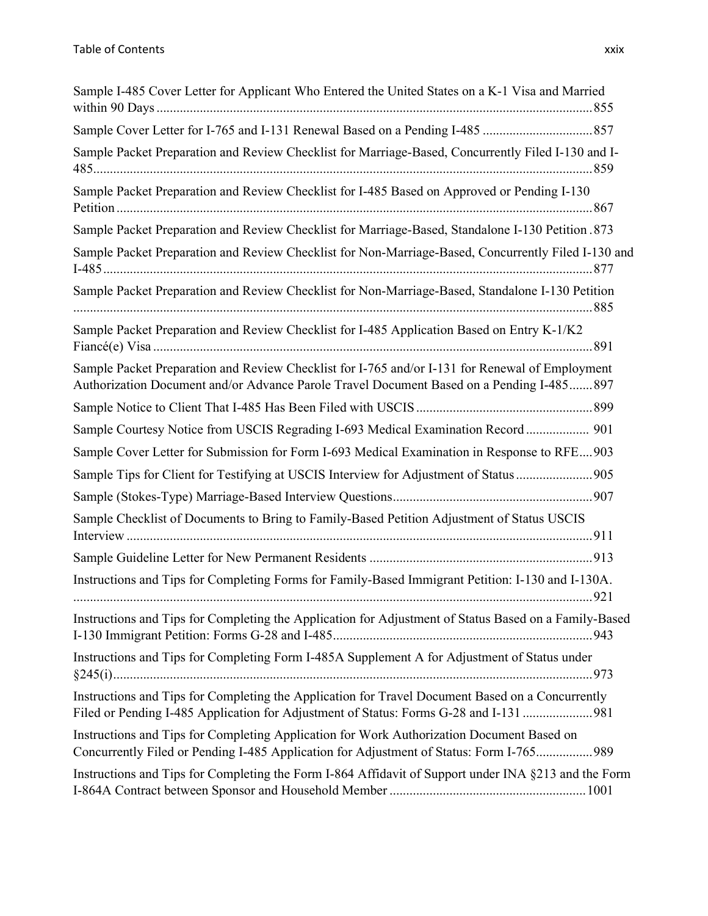Sample I-485 Cover Letter for Applicant Who Entered the United States on a K-1 Visa and Married within 90 Days ........ 855

Sample Cover Letter for I-765 and I-131 Renewal Based on a Pending I-485 ........ 857

Sample Packet Preparation and Review Checklist for Marriage-Based, Concurrently Filed I-130 and I-485 ........ 859

Sample Packet Preparation and Review Checklist for I-485 Based on Approved or Pending I-130 Petition ........ 867

Sample Packet Preparation and Review Checklist for Marriage-Based, Standalone I-130 Petition ........ 873

Sample Packet Preparation and Review Checklist for Non-Marriage-Based, Concurrently Filed I-130 and I-485 ........ 877

Sample Packet Preparation and Review Checklist for Non-Marriage-Based, Standalone I-130 Petition ........ 885

Sample Packet Preparation and Review Checklist for I-485 Application Based on Entry K-1/K2 Fiancé(e) Visa ........ 891

Sample Packet Preparation and Review Checklist for I-765 and/or I-131 for Renewal of Employment Authorization Document and/or Advance Parole Travel Document Based on a Pending I-485 ........ 897

Sample Notice to Client That I-485 Has Been Filed with USCIS ........ 899

Sample Courtesy Notice from USCIS Regrading I-693 Medical Examination Record ........ 901

Sample Cover Letter for Submission for Form I-693 Medical Examination in Response to RFE ........ 903

Sample Tips for Client for Testifying at USCIS Interview for Adjustment of Status ........ 905

Sample (Stokes-Type) Marriage-Based Interview Questions ........ 907

Sample Checklist of Documents to Bring to Family-Based Petition Adjustment of Status USCIS Interview ........ 911

Sample Guideline Letter for New Permanent Residents ........ 913

Instructions and Tips for Completing Forms for Family-Based Immigrant Petition: I-130 and I-130A. ........ 921

Instructions and Tips for Completing the Application for Adjustment of Status Based on a Family-Based I-130 Immigrant Petition: Forms G-28 and I-485 ........ 943

Instructions and Tips for Completing Form I-485A Supplement A for Adjustment of Status under §245(i) ........ 973

Instructions and Tips for Completing the Application for Travel Document Based on a Concurrently Filed or Pending I-485 Application for Adjustment of Status: Forms G-28 and I-131 ........ 981

Instructions and Tips for Completing Application for Work Authorization Document Based on Concurrently Filed or Pending I-485 Application for Adjustment of Status: Form I-765 ........ 989

Instructions and Tips for Completing the Form I-864 Affidavit of Support under INA §213 and the Form I-864A Contract between Sponsor and Household Member ........ 1001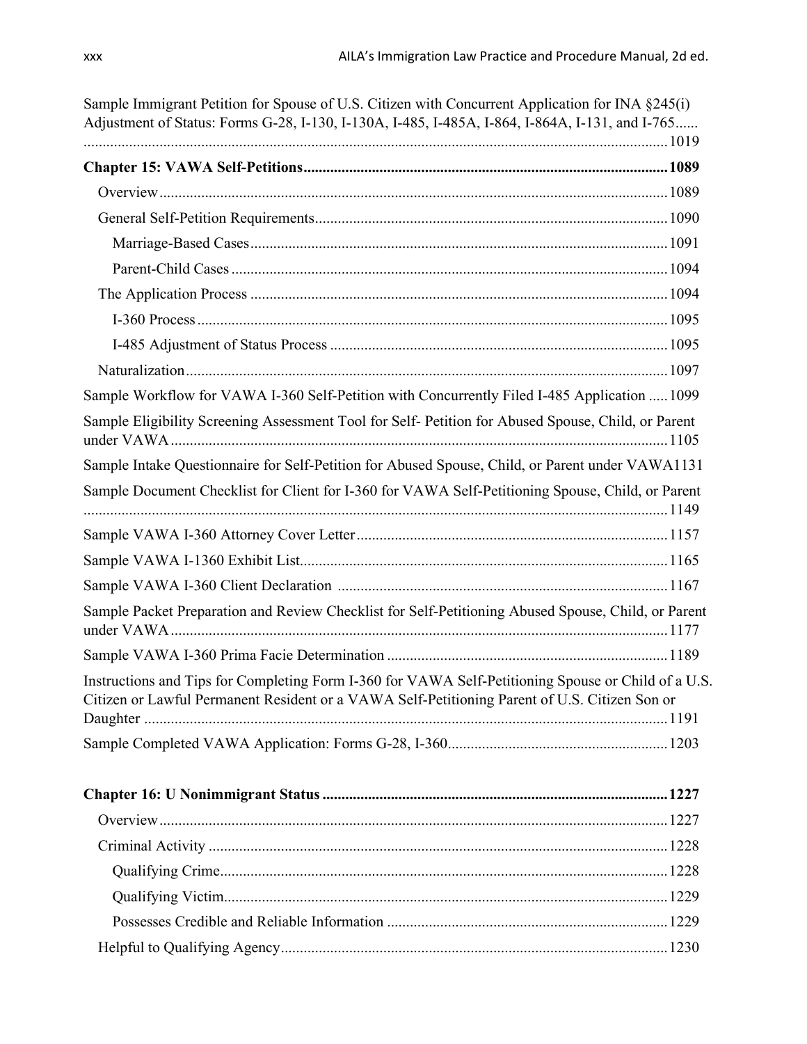Sample Immigrant Petition for Spouse of U.S. Citizen with Concurrent Application for INA §245(i) Adjustment of Status: Forms G-28, I-130, I-130A, I-485, I-485A, I-864, I-864A, I-131, and I-765...... ....... 1019

**Chapter 15: VAWA Self-Petitions ....... 1089**

- Overview ....... 1089
- General Self-Petition Requirements ....... 1090
  - Marriage-Based Cases ....... 1091
  - Parent-Child Cases ....... 1094
- The Application Process ....... 1094
  - I-360 Process ....... 1095
  - I-485 Adjustment of Status Process ....... 1095
- Naturalization ....... 1097

Sample Workflow for VAWA I-360 Self-Petition with Concurrently Filed I-485 Application ..... 1099

Sample Eligibility Screening Assessment Tool for Self- Petition for Abused Spouse, Child, or Parent under VAWA ....... 1105

Sample Intake Questionnaire for Self-Petition for Abused Spouse, Child, or Parent under VAWA1131

Sample Document Checklist for Client for I-360 for VAWA Self-Petitioning Spouse, Child, or Parent ....... 1149

Sample VAWA I-360 Attorney Cover Letter ....... 1157

Sample VAWA I-1360 Exhibit List ....... 1165

Sample VAWA I-360 Client Declaration ....... 1167

Sample Packet Preparation and Review Checklist for Self-Petitioning Abused Spouse, Child, or Parent under VAWA ....... 1177

Sample VAWA I-360 Prima Facie Determination ....... 1189

Instructions and Tips for Completing Form I-360 for VAWA Self-Petitioning Spouse or Child of a U.S. Citizen or Lawful Permanent Resident or a VAWA Self-Petitioning Parent of U.S. Citizen Son or Daughter ....... 1191

Sample Completed VAWA Application: Forms G-28, I-360 ....... 1203

**Chapter 16: U Nonimmigrant Status ....... 1227**

- Overview ....... 1227
- Criminal Activity ....... 1228
  - Qualifying Crime ....... 1228
  - Qualifying Victim ....... 1229
  - Possesses Credible and Reliable Information ....... 1229
- Helpful to Qualifying Agency ....... 1230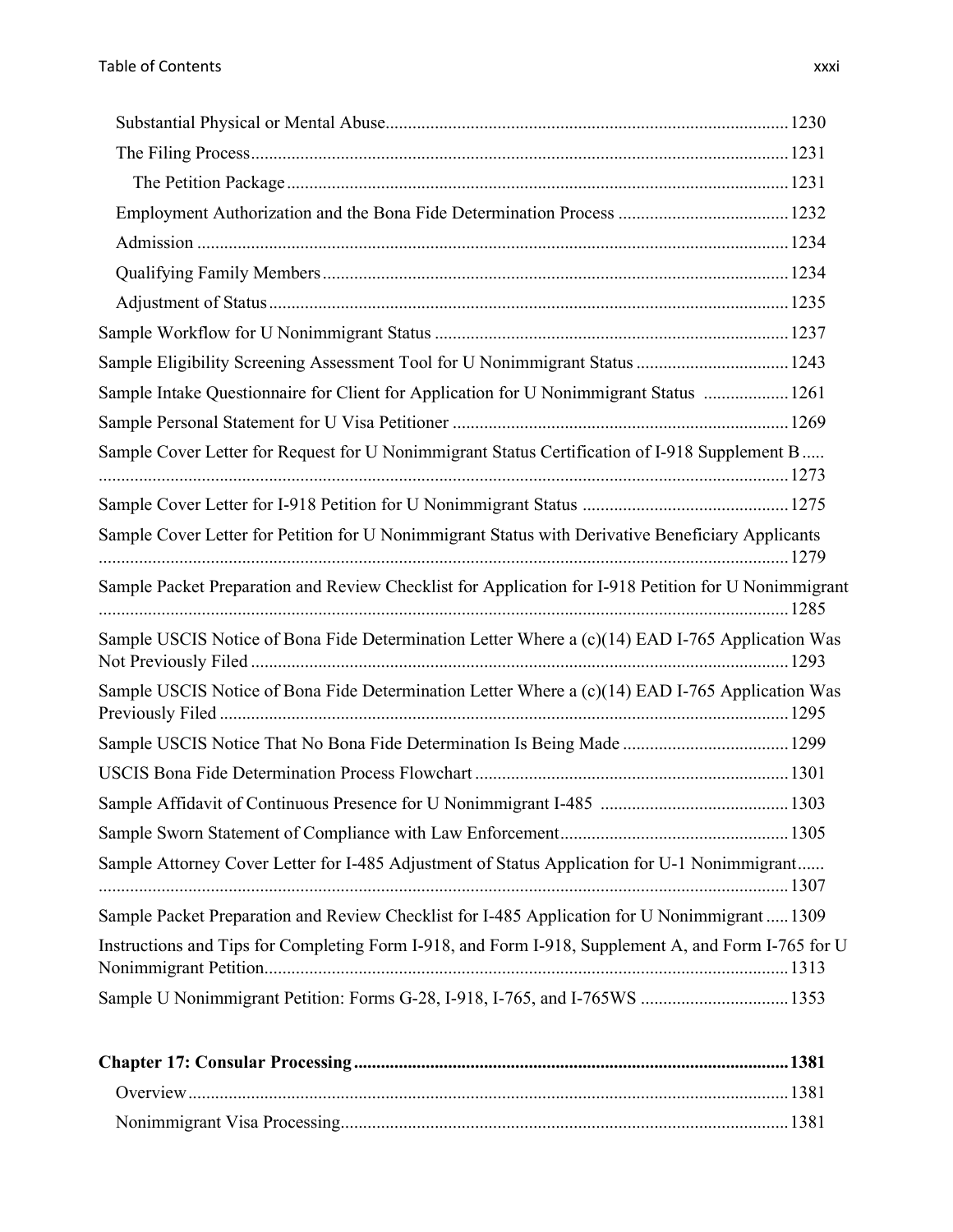Substantial Physical or Mental Abuse 1230

The Filing Process 1231

The Petition Package 1231

Employment Authorization and the Bona Fide Determination Process 1232

Admission 1234

Qualifying Family Members 1234

Adjustment of Status 1235

Sample Workflow for U Nonimmigrant Status 1237

Sample Eligibility Screening Assessment Tool for U Nonimmigrant Status 1243

Sample Intake Questionnaire for Client for Application for U Nonimmigrant Status 1261

Sample Personal Statement for U Visa Petitioner 1269

Sample Cover Letter for Request for U Nonimmigrant Status Certification of I-918 Supplement B 1273

Sample Cover Letter for I-918 Petition for U Nonimmigrant Status 1275

Sample Cover Letter for Petition for U Nonimmigrant Status with Derivative Beneficiary Applicants 1279

Sample Packet Preparation and Review Checklist for Application for I-918 Petition for U Nonimmigrant 1285

Sample USCIS Notice of Bona Fide Determination Letter Where a (c)(14) EAD I-765 Application Was Not Previously Filed 1293

Sample USCIS Notice of Bona Fide Determination Letter Where a (c)(14) EAD I-765 Application Was Previously Filed 1295

Sample USCIS Notice That No Bona Fide Determination Is Being Made 1299

USCIS Bona Fide Determination Process Flowchart 1301

Sample Affidavit of Continuous Presence for U Nonimmigrant I-485 1303

Sample Sworn Statement of Compliance with Law Enforcement 1305

Sample Attorney Cover Letter for I-485 Adjustment of Status Application for U-1 Nonimmigrant 1307

Sample Packet Preparation and Review Checklist for I-485 Application for U Nonimmigrant 1309

Instructions and Tips for Completing Form I-918, and Form I-918, Supplement A, and Form I-765 for U Nonimmigrant Petition 1313

Sample U Nonimmigrant Petition: Forms G-28, I-918, I-765, and I-765WS 1353

**Chapter 17: Consular Processing 1381**

Overview 1381

Nonimmigrant Visa Processing 1381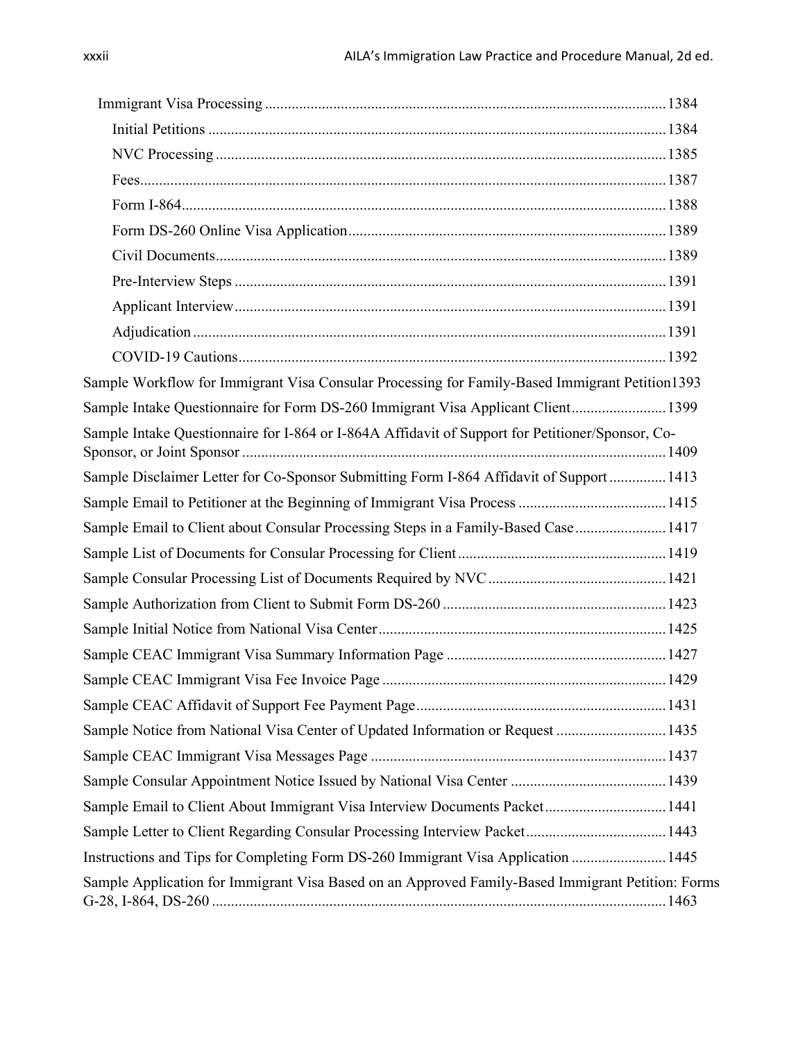Immigrant Visa Processing ........ 1384

Initial Petitions ........ 1384

NVC Processing ........ 1385

Fees ........ 1387

Form I-864 ........ 1388

Form DS-260 Online Visa Application ........ 1389

Civil Documents ........ 1389

Pre-Interview Steps ........ 1391

Applicant Interview ........ 1391

Adjudication ........ 1391

COVID-19 Cautions ........ 1392

Sample Workflow for Immigrant Visa Consular Processing for Family-Based Immigrant Petition 1393

Sample Intake Questionnaire for Form DS-260 Immigrant Visa Applicant Client ........ 1399

Sample Intake Questionnaire for I-864 or I-864A Affidavit of Support for Petitioner/Sponsor, Co-Sponsor, or Joint Sponsor ........ 1409

Sample Disclaimer Letter for Co-Sponsor Submitting Form I-864 Affidavit of Support ........ 1413

Sample Email to Petitioner at the Beginning of Immigrant Visa Process ........ 1415

Sample Email to Client about Consular Processing Steps in a Family-Based Case ........ 1417

Sample List of Documents for Consular Processing for Client ........ 1419

Sample Consular Processing List of Documents Required by NVC ........ 1421

Sample Authorization from Client to Submit Form DS-260 ........ 1423

Sample Initial Notice from National Visa Center ........ 1425

Sample CEAC Immigrant Visa Summary Information Page ........ 1427

Sample CEAC Immigrant Visa Fee Invoice Page ........ 1429

Sample CEAC Affidavit of Support Fee Payment Page ........ 1431

Sample Notice from National Visa Center of Updated Information or Request ........ 1435

Sample CEAC Immigrant Visa Messages Page ........ 1437

Sample Consular Appointment Notice Issued by National Visa Center ........ 1439

Sample Email to Client About Immigrant Visa Interview Documents Packet ........ 1441

Sample Letter to Client Regarding Consular Processing Interview Packet ........ 1443

Instructions and Tips for Completing Form DS-260 Immigrant Visa Application ........ 1445

Sample Application for Immigrant Visa Based on an Approved Family-Based Immigrant Petition: Forms G-28, I-864, DS-260 ........ 1463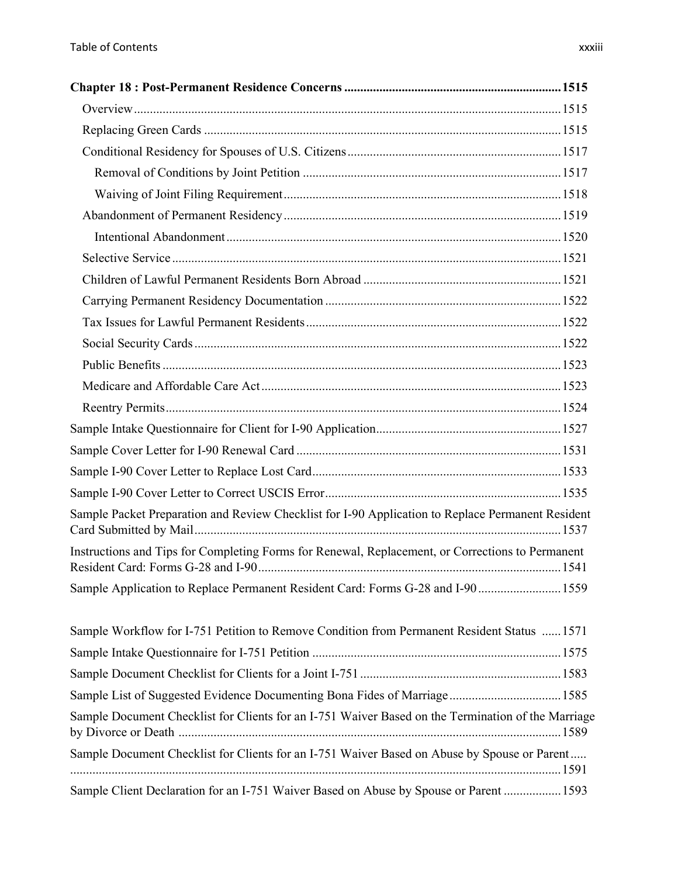**Chapter 18 : Post-Permanent Residence Concerns .................................................................... 1515**

- Overview ..................................................................................................................... 1515
- Replacing Green Cards ............................................................................................... 1515
- Conditional Residency for Spouses of U.S. Citizens ................................................... 1517
  - Removal of Conditions by Joint Petition ................................................................ 1517
  - Waiving of Joint Filing Requirement ...................................................................... 1518
- Abandonment of Permanent Residency ...................................................................... 1519
  - Intentional Abandonment ........................................................................................ 1520
- Selective Service ......................................................................................................... 1521
- Children of Lawful Permanent Residents Born Abroad .............................................. 1521
- Carrying Permanent Residency Documentation .......................................................... 1522
- Tax Issues for Lawful Permanent Residents ................................................................ 1522
- Social Security Cards .................................................................................................. 1522
- Public Benefits ............................................................................................................ 1523
- Medicare and Affordable Care Act ............................................................................. 1523
- Reentry Permits ........................................................................................................... 1524

Sample Intake Questionnaire for Client for I-90 Application .......................................................... 1527

Sample Cover Letter for I-90 Renewal Card .................................................................................. 1531

Sample I-90 Cover Letter to Replace Lost Card ............................................................................. 1533

Sample I-90 Cover Letter to Correct USCIS Error .......................................................................... 1535

Sample Packet Preparation and Review Checklist for I-90 Application to Replace Permanent Resident Card Submitted by Mail ................................................................................................. 1537

Instructions and Tips for Completing Forms for Renewal, Replacement, or Corrections to Permanent Resident Card: Forms G-28 and I-90 ............................................................................................. 1541

Sample Application to Replace Permanent Resident Card: Forms G-28 and I-90 .......................... 1559

Sample Workflow for I-751 Petition to Remove Condition from Permanent Resident Status ...... 1571

Sample Intake Questionnaire for I-751 Petition ............................................................................. 1575

Sample Document Checklist for Clients for a Joint I-751 .............................................................. 1583

Sample List of Suggested Evidence Documenting Bona Fides of Marriage ................................... 1585

Sample Document Checklist for Clients for an I-751 Waiver Based on the Termination of the Marriage by Divorce or Death ...................................................................................................................... 1589

Sample Document Checklist for Clients for an I-751 Waiver Based on Abuse by Spouse or Parent ..... ....................................................................................................................................................... 1591

Sample Client Declaration for an I-751 Waiver Based on Abuse by Spouse or Parent ................. 1593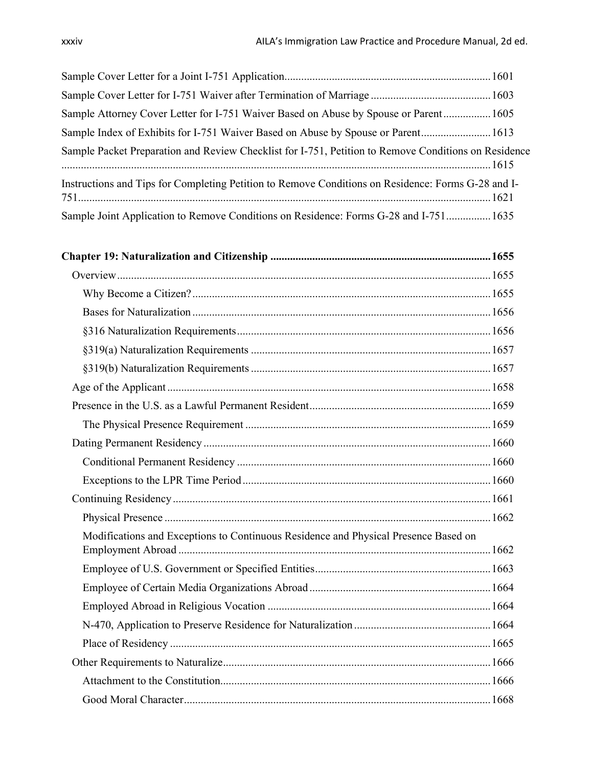Sample Cover Letter for a Joint I-751 Application ........................................................................ 1601

Sample Cover Letter for I-751 Waiver after Termination of Marriage .......................................... 1603

Sample Attorney Cover Letter for I-751 Waiver Based on Abuse by Spouse or Parent ................ 1605

Sample Index of Exhibits for I-751 Waiver Based on Abuse by Spouse or Parent ........................ 1613

Sample Packet Preparation and Review Checklist for I-751, Petition to Remove Conditions on Residence ........................................................................................................................................ 1615

Instructions and Tips for Completing Petition to Remove Conditions on Residence: Forms G-28 and I-751 ................................................................................................................................................ 1621

Sample Joint Application to Remove Conditions on Residence: Forms G-28 and I-751 ............... 1635

**Chapter 19: Naturalization and Citizenship ............................................................................... 1655**

- Overview ..................................................................................................................................... 1655
  - Why Become a Citizen? .......................................................................................................... 1655
  - Bases for Naturalization .......................................................................................................... 1656
  - §316 Naturalization Requirements .......................................................................................... 1656
  - §319(a) Naturalization Requirements ..................................................................................... 1657
  - §319(b) Naturalization Requirements ..................................................................................... 1657
- Age of the Applicant .................................................................................................................. 1658
- Presence in the U.S. as a Lawful Permanent Resident ................................................................ 1659
  - The Physical Presence Requirement ....................................................................................... 1659
- Dating Permanent Residency ...................................................................................................... 1660
  - Conditional Permanent Residency .......................................................................................... 1660
  - Exceptions to the LPR Time Period ........................................................................................ 1660
- Continuing Residency ................................................................................................................. 1661
  - Physical Presence .................................................................................................................... 1662
  - Modifications and Exceptions to Continuous Residence and Physical Presence Based on Employment Abroad ................................................................................................................ 1662
  - Employee of U.S. Government or Specified Entities .............................................................. 1663
  - Employee of Certain Media Organizations Abroad ................................................................ 1664
  - Employed Abroad in Religious Vocation ............................................................................... 1664
  - N-470, Application to Preserve Residence for Naturalization ................................................ 1664
  - Place of Residency .................................................................................................................. 1665
- Other Requirements to Naturalize ............................................................................................... 1666
  - Attachment to the Constitution ................................................................................................ 1666
  - Good Moral Character ............................................................................................................. 1668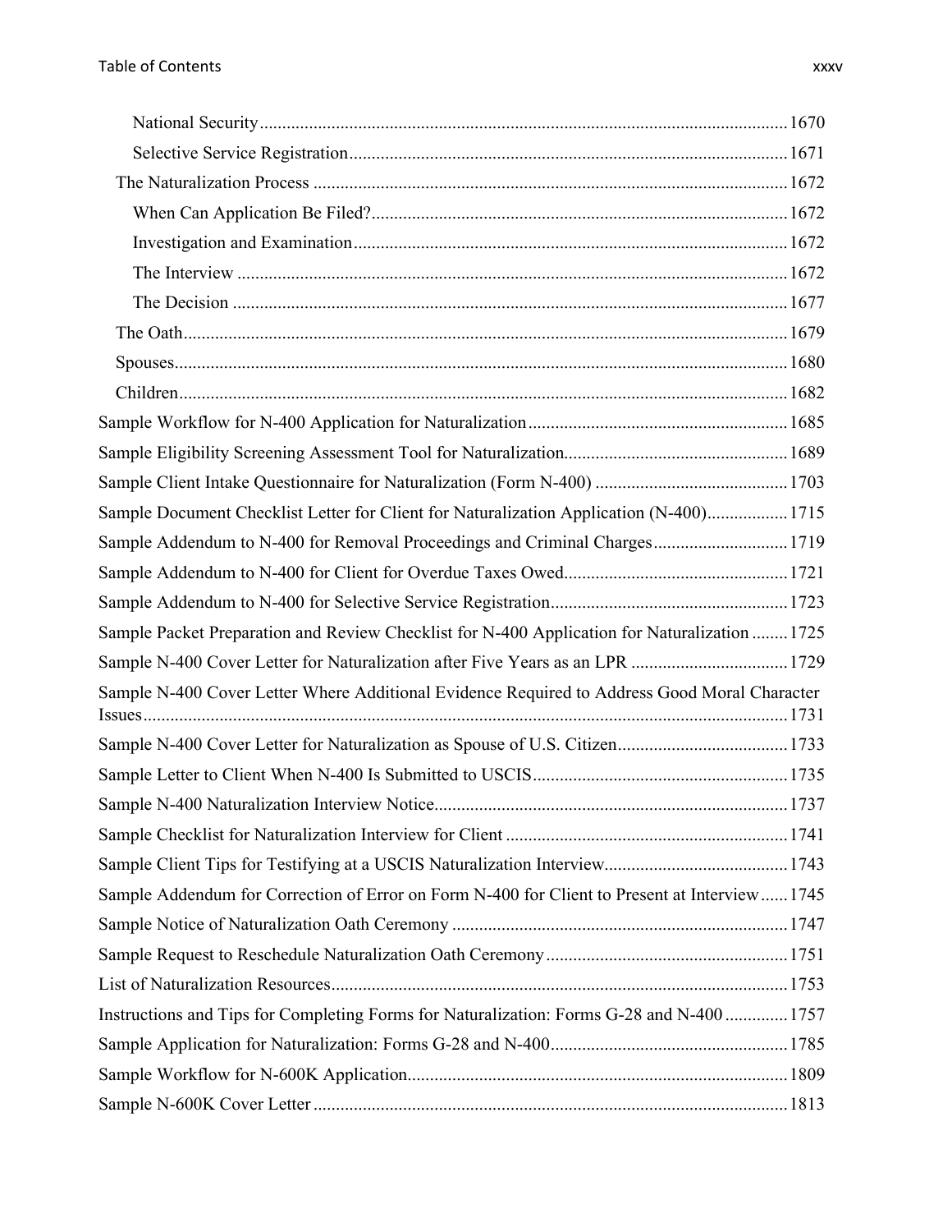- National Security ........ 1670
- Selective Service Registration ........ 1671
- The Naturalization Process ........ 1672
  - When Can Application Be Filed? ........ 1672
  - Investigation and Examination ........ 1672
  - The Interview ........ 1672
  - The Decision ........ 1677
- The Oath ........ 1679
- Spouses ........ 1680
- Children ........ 1682

Sample Workflow for N-400 Application for Naturalization ........ 1685

Sample Eligibility Screening Assessment Tool for Naturalization ........ 1689

Sample Client Intake Questionnaire for Naturalization (Form N-400) ........ 1703

Sample Document Checklist Letter for Client for Naturalization Application (N-400) ........ 1715

Sample Addendum to N-400 for Removal Proceedings and Criminal Charges ........ 1719

Sample Addendum to N-400 for Client for Overdue Taxes Owed ........ 1721

Sample Addendum to N-400 for Selective Service Registration ........ 1723

Sample Packet Preparation and Review Checklist for N-400 Application for Naturalization ........ 1725

Sample N-400 Cover Letter for Naturalization after Five Years as an LPR ........ 1729

Sample N-400 Cover Letter Where Additional Evidence Required to Address Good Moral Character Issues ........ 1731

Sample N-400 Cover Letter for Naturalization as Spouse of U.S. Citizen ........ 1733

Sample Letter to Client When N-400 Is Submitted to USCIS ........ 1735

Sample N-400 Naturalization Interview Notice ........ 1737

Sample Checklist for Naturalization Interview for Client ........ 1741

Sample Client Tips for Testifying at a USCIS Naturalization Interview ........ 1743

Sample Addendum for Correction of Error on Form N-400 for Client to Present at Interview ........ 1745

Sample Notice of Naturalization Oath Ceremony ........ 1747

Sample Request to Reschedule Naturalization Oath Ceremony ........ 1751

List of Naturalization Resources ........ 1753

Instructions and Tips for Completing Forms for Naturalization: Forms G-28 and N-400 ........ 1757

Sample Application for Naturalization: Forms G-28 and N-400 ........ 1785

Sample Workflow for N-600K Application ........ 1809

Sample N-600K Cover Letter ........ 1813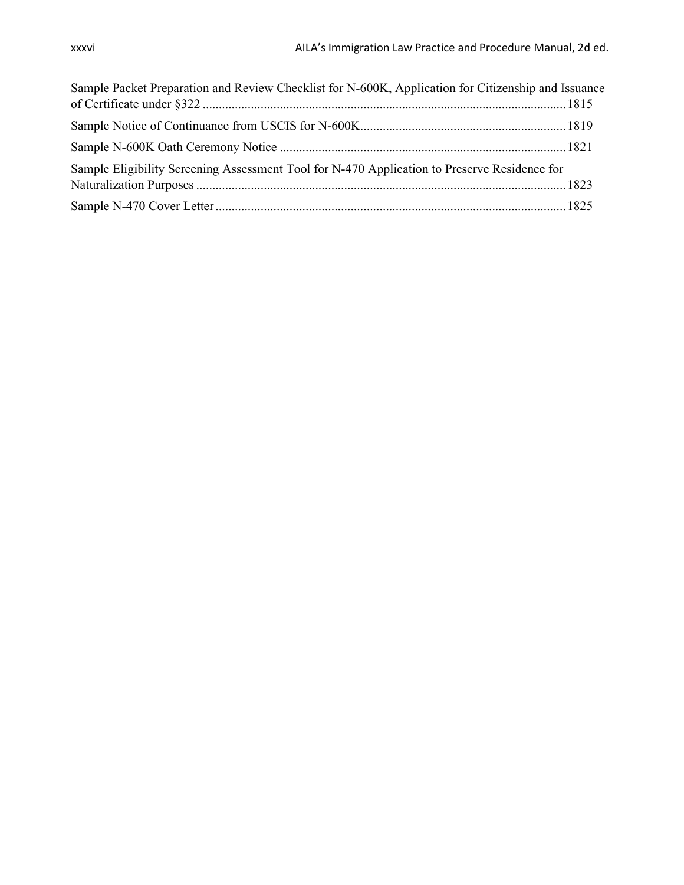Sample Packet Preparation and Review Checklist for N-600K, Application for Citizenship and Issuance of Certificate under §322 ........ 1815

Sample Notice of Continuance from USCIS for N-600K ........ 1819

Sample N-600K Oath Ceremony Notice ........ 1821

Sample Eligibility Screening Assessment Tool for N-470 Application to Preserve Residence for Naturalization Purposes ........ 1823

Sample N-470 Cover Letter ........ 1825